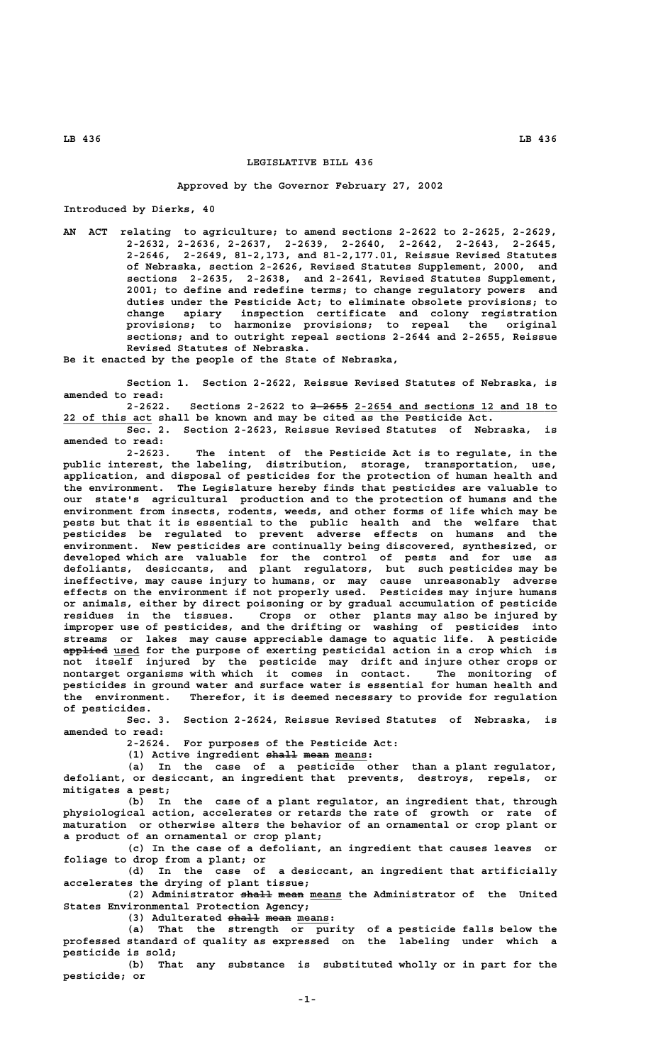# LEGISLATIVE BILL 436

Approved by the Governor February 27, 2002

Introduced by Dierks, 40

AN ACT relating to agriculture; to amend sections 2-2622 to 2-2625, 2-2629, 2-2632, 2-2636, 2-2637, 2-2639, 2-2640, 2-2642, 2-2643, 2-2645, 2-2646, 2-2649, 81-2,173, and 81-2,177.01, Reissue Revised Statutes of Nebraska, section 2-2626, Revised Statutes Supplement, 2000, and sections 2-2635, 2-2638, and 2-2641, Revised Statutes Supplement, 2001; to define and redefine terms; to change regulatory powers and duties under the Pesticide Act; to eliminate obsolete provisions; to change apiary inspection certificate and colony registration provisions; to harmonize provisions; to repeal the original sections; and to outright repeal sections 2-2644 and 2-2655, Reissue Revised Statutes of Nebraska.

Be it enacted by the people of the State of Nebraska,

Section 1. Section 2-2622, Reissue Revised Statutes of Nebraska, is amended to read:

2-2622. Sections 2-2622 to ~~2-2655~~ 2-2654 and sections 12 and 18 to 22 of this act shall be known and may be cited as the Pesticide Act.

Sec. 2. Section 2-2623, Reissue Revised Statutes of Nebraska, is amended to read:

2-2623. The intent of the Pesticide Act is to regulate, in the public interest, the labeling, distribution, storage, transportation, use, application, and disposal of pesticides for the protection of human health and the environment. The Legislature hereby finds that pesticides are valuable to our state's agricultural production and to the protection of humans and the environment from insects, rodents, weeds, and other forms of life which may be pests but that it is essential to the public health and the welfare that pesticides be regulated to prevent adverse effects on humans and the environment. New pesticides are continually being discovered, synthesized, or developed which are valuable for the control of pests and for use as defoliants, desiccants, and plant regulators, but such pesticides may be ineffective, may cause injury to humans, or may cause unreasonably adverse effects on the environment if not properly used. Pesticides may injure humans or animals, either by direct poisoning or by gradual accumulation of pesticide residues in the tissues. Crops or other plants may also be injured by improper use of pesticides, and the drifting or washing of pesticides into streams or lakes may cause appreciable damage to aquatic life. A pesticide ~~applied~~ used for the purpose of exerting pesticidal action in a crop which is not itself injured by the pesticide may drift and injure other crops or nontarget organisms with which it comes in contact. The monitoring of pesticides in ground water and surface water is essential for human health and the environment. Therefor, it is deemed necessary to provide for regulation of pesticides.

Sec. 3. Section 2-2624, Reissue Revised Statutes of Nebraska, is amended to read:

2-2624. For purposes of the Pesticide Act:

(1) Active ingredient ~~shall mean~~ means:

(a) In the case of a pesticide other than a plant regulator, defoliant, or desiccant, an ingredient that prevents, destroys, repels, or mitigates a pest;

(b) In the case of a plant regulator, an ingredient that, through physiological action, accelerates or retards the rate of growth or rate of maturation or otherwise alters the behavior of an ornamental or crop plant or a product of an ornamental or crop plant;

(c) In the case of a defoliant, an ingredient that causes leaves or foliage to drop from a plant; or

(d) In the case of a desiccant, an ingredient that artificially accelerates the drying of plant tissue;

(2) Administrator ~~shall mean~~ means the Administrator of the United States Environmental Protection Agency;

(3) Adulterated ~~shall mean~~ means:

(a) That the strength or purity of a pesticide falls below the professed standard of quality as expressed on the labeling under which a pesticide is sold;

(b) That any substance is substituted wholly or in part for the pesticide; or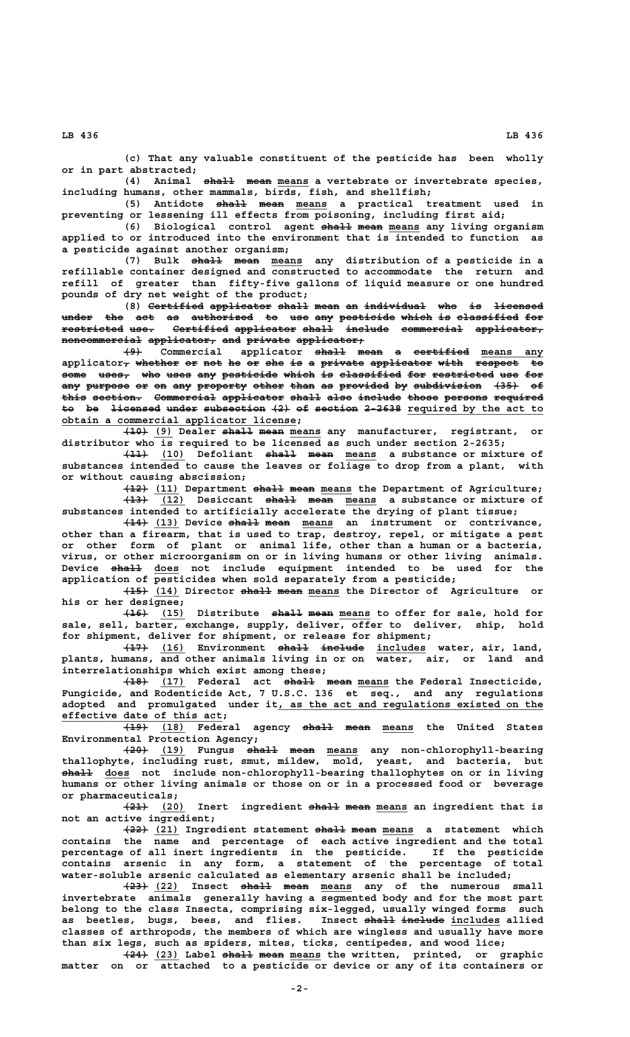(c) That any valuable constituent of the pesticide has been wholly or in part abstracted;

(4) Animal ~~shall mean~~ means a vertebrate or invertebrate species, including humans, other mammals, birds, fish, and shellfish;

(5) Antidote ~~shall mean~~ means a practical treatment used in preventing or lessening ill effects from poisoning, including first aid;

(6) Biological control agent ~~shall mean~~ means any living organism applied to or introduced into the environment that is intended to function as a pesticide against another organism;

(7) Bulk ~~shall mean~~ means any distribution of a pesticide in a refillable container designed and constructed to accommodate the return and refill of greater than fifty-five gallons of liquid measure or one hundred pounds of dry net weight of the product;

(8) ~~Certified applicator shall mean an individual who is licensed under the act as authorized to use any pesticide which is classified for restricted use. Certified applicator shall include commercial applicator, noncommercial applicator, and private applicator;~~

~~(9)~~ Commercial applicator ~~shall mean a certified~~ means any applicator~~, whether or not he or she is a private applicator with respect to some uses, who uses any pesticide which is classified for restricted use for any purpose or on any property other than as provided by subdivision (35) of this section. Commercial applicator shall also include those persons required to be licensed under subsection (2) of section 2-2638~~ required by the act to obtain a commercial applicator license;

~~(10)~~ (9) Dealer ~~shall mean~~ means any manufacturer, registrant, or distributor who is required to be licensed as such under section 2-2635;

~~(11)~~ (10) Defoliant ~~shall mean~~ means a substance or mixture of substances intended to cause the leaves or foliage to drop from a plant, with or without causing abscission;

~~(12)~~ (11) Department ~~shall mean~~ means the Department of Agriculture;

~~(13)~~ (12) Desiccant ~~shall mean~~ means a substance or mixture of substances intended to artificially accelerate the drying of plant tissue;

~~(14)~~ (13) Device ~~shall mean~~ means an instrument or contrivance, other than a firearm, that is used to trap, destroy, repel, or mitigate a pest or other form of plant or animal life, other than a human or a bacteria, virus, or other microorganism on or in living humans or other living animals. Device ~~shall~~ does not include equipment intended to be used for the application of pesticides when sold separately from a pesticide;

~~(15)~~ (14) Director ~~shall mean~~ means the Director of Agriculture or his or her designee;

~~(16)~~ (15) Distribute ~~shall mean~~ means to offer for sale, hold for sale, sell, barter, exchange, supply, deliver, offer to deliver, ship, hold for shipment, deliver for shipment, or release for shipment;

~~(17)~~ (16) Environment ~~shall include~~ includes water, air, land, plants, humans, and other animals living in or on water, air, or land and interrelationships which exist among these;

~~(18)~~ (17) Federal act ~~shall mean~~ means the Federal Insecticide, Fungicide, and Rodenticide Act, 7 U.S.C. 136 et seq., and any regulations adopted and promulgated under it, as the act and regulations existed on the effective date of this act;

~~(19)~~ (18) Federal agency ~~shall mean~~ means the United States Environmental Protection Agency;

~~(20)~~ (19) Fungus ~~shall mean~~ means any non-chlorophyll-bearing thallophyte, including rust, smut, mildew, mold, yeast, and bacteria, but ~~shall~~ does not include non-chlorophyll-bearing thallophytes on or in living humans or other living animals or those on or in a processed food or beverage or pharmaceuticals;

~~(21)~~ (20) Inert ingredient ~~shall mean~~ means an ingredient that is not an active ingredient;

~~(22)~~ (21) Ingredient statement ~~shall mean~~ means a statement which contains the name and percentage of each active ingredient and the total percentage of all inert ingredients in the pesticide. If the pesticide contains arsenic in any form, a statement of the percentage of total water-soluble arsenic calculated as elementary arsenic shall be included;

~~(23)~~ (22) Insect ~~shall mean~~ means any of the numerous small invertebrate animals generally having a segmented body and for the most part belong to the class Insecta, comprising six-legged, usually winged forms such as beetles, bugs, bees, and flies. Insect ~~shall include~~ includes allied classes of arthropods, the members of which are wingless and usually have more than six legs, such as spiders, mites, ticks, centipedes, and wood lice;

~~(24)~~ (23) Label ~~shall mean~~ means the written, printed, or graphic matter on or attached to a pesticide or device or any of its containers or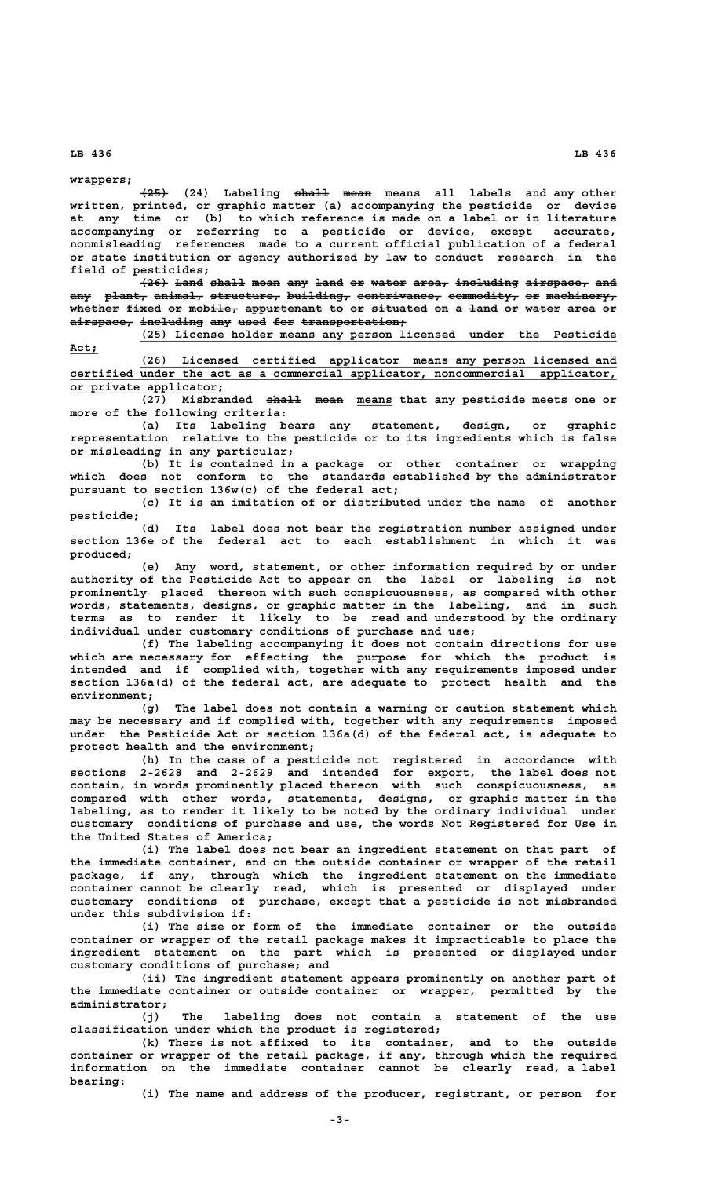wrappers;

~~(25)~~ (24) Labeling ~~shall mean~~ means all labels and any other written, printed, or graphic matter (a) accompanying the pesticide or device at any time or (b) to which reference is made on a label or in literature accompanying or referring to a pesticide or device, except accurate, nonmisleading references made to a current official publication of a federal or state institution or agency authorized by law to conduct research in the field of pesticides;

~~(26) Land shall mean any land or water area, including airspace, and any plant, animal, structure, building, contrivance, commodity, or machinery, whether fixed or mobile, appurtenant to or situated on a land or water area or airspace, including any used for transportation;~~

(25) License holder means any person licensed under the Pesticide Act;

(26) Licensed certified applicator means any person licensed and certified under the act as a commercial applicator, noncommercial applicator, or private applicator;

(27) Misbranded ~~shall mean~~ means that any pesticide meets one or more of the following criteria:

(a) Its labeling bears any statement, design, or graphic representation relative to the pesticide or to its ingredients which is false or misleading in any particular;

(b) It is contained in a package or other container or wrapping which does not conform to the standards established by the administrator pursuant to section 136w(c) of the federal act;

(c) It is an imitation of or distributed under the name of another pesticide;

(d) Its label does not bear the registration number assigned under section 136e of the federal act to each establishment in which it was produced;

(e) Any word, statement, or other information required by or under authority of the Pesticide Act to appear on the label or labeling is not prominently placed thereon with such conspicuousness, as compared with other words, statements, designs, or graphic matter in the labeling, and in such terms as to render it likely to be read and understood by the ordinary individual under customary conditions of purchase and use;

(f) The labeling accompanying it does not contain directions for use which are necessary for effecting the purpose for which the product is intended and if complied with, together with any requirements imposed under section 136a(d) of the federal act, are adequate to protect health and the environment;

(g) The label does not contain a warning or caution statement which may be necessary and if complied with, together with any requirements imposed under the Pesticide Act or section 136a(d) of the federal act, is adequate to protect health and the environment;

(h) In the case of a pesticide not registered in accordance with sections 2-2628 and 2-2629 and intended for export, the label does not contain, in words prominently placed thereon with such conspicuousness, as compared with other words, statements, designs, or graphic matter in the labeling, as to render it likely to be noted by the ordinary individual under customary conditions of purchase and use, the words Not Registered for Use in the United States of America;

(i) The label does not bear an ingredient statement on that part of the immediate container, and on the outside container or wrapper of the retail package, if any, through which the ingredient statement on the immediate container cannot be clearly read, which is presented or displayed under customary conditions of purchase, except that a pesticide is not misbranded under this subdivision if:

(i) The size or form of the immediate container or the outside container or wrapper of the retail package makes it impracticable to place the ingredient statement on the part which is presented or displayed under customary conditions of purchase; and

(ii) The ingredient statement appears prominently on another part of the immediate container or outside container or wrapper, permitted by the administrator;

(j) The labeling does not contain a statement of the use classification under which the product is registered;

(k) There is not affixed to its container, and to the outside container or wrapper of the retail package, if any, through which the required information on the immediate container cannot be clearly read, a label bearing:

(i) The name and address of the producer, registrant, or person for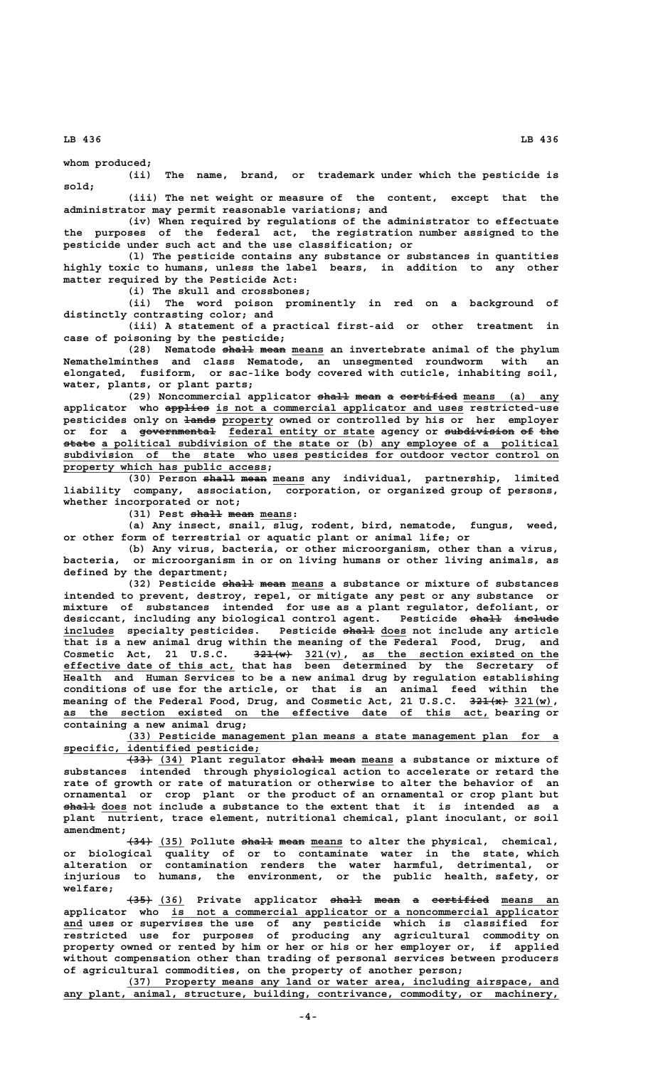whom produced;

(ii) The name, brand, or trademark under which the pesticide is sold;

(iii) The net weight or measure of the content, except that the administrator may permit reasonable variations; and

(iv) When required by regulations of the administrator to effectuate the purposes of the federal act, the registration number assigned to the pesticide under such act and the use classification; or

(l) The pesticide contains any substance or substances in quantities highly toxic to humans, unless the label bears, in addition to any other matter required by the Pesticide Act:

(i) The skull and crossbones;

(ii) The word poison prominently in red on a background of distinctly contrasting color; and

(iii) A statement of a practical first-aid or other treatment in case of poisoning by the pesticide;

(28) Nematode ~~shall mean~~ means an invertebrate animal of the phylum Nemathelminthes and class Nematode, an unsegmented roundworm with an elongated, fusiform, or sac-like body covered with cuticle, inhabiting soil, water, plants, or plant parts;

(29) Noncommercial applicator ~~shall mean a certified~~ means (a) any applicator who ~~applies~~ is not a commercial applicator and uses restricted-use pesticides only on ~~lands~~ property owned or controlled by his or her employer or for a ~~governmental~~ federal entity or state agency or ~~subdivision of the state~~ a political subdivision of the state or (b) any employee of a political subdivision of the state who uses pesticides for outdoor vector control on property which has public access;

(30) Person ~~shall mean~~ means any individual, partnership, limited liability company, association, corporation, or organized group of persons, whether incorporated or not;

(31) Pest ~~shall mean~~ means:

(a) Any insect, snail, slug, rodent, bird, nematode, fungus, weed, or other form of terrestrial or aquatic plant or animal life; or

(b) Any virus, bacteria, or other microorganism, other than a virus, bacteria, or microorganism in or on living humans or other living animals, as defined by the department;

(32) Pesticide ~~shall mean~~ means a substance or mixture of substances intended to prevent, destroy, repel, or mitigate any pest or any substance or mixture of substances intended for use as a plant regulator, defoliant, or desiccant, including any biological control agent. Pesticide ~~shall include~~ includes specialty pesticides. Pesticide ~~shall~~ does not include any article that is a new animal drug within the meaning of the Federal Food, Drug, and Cosmetic Act, 21 U.S.C. ~~321(w)~~ 321(v), as the section existed on the effective date of this act, that has been determined by the Secretary of Health and Human Services to be a new animal drug by regulation establishing conditions of use for the article, or that is an animal feed within the meaning of the Federal Food, Drug, and Cosmetic Act, 21 U.S.C. ~~321(x)~~ 321(w), as the section existed on the effective date of this act, bearing or containing a new animal drug;

(33) Pesticide management plan means a state management plan for a specific, identified pesticide;

~~(33)~~ (34) Plant regulator ~~shall mean~~ means a substance or mixture of substances intended through physiological action to accelerate or retard the rate of growth or rate of maturation or otherwise to alter the behavior of an ornamental or crop plant or the product of an ornamental or crop plant but ~~shall~~ does not include a substance to the extent that it is intended as a plant nutrient, trace element, nutritional chemical, plant inoculant, or soil amendment;

~~(34)~~ (35) Pollute ~~shall mean~~ means to alter the physical, chemical, or biological quality of or to contaminate water in the state, which alteration or contamination renders the water harmful, detrimental, or injurious to humans, the environment, or the public health, safety, or welfare;

~~(35)~~ (36) Private applicator ~~shall mean a certified~~ means an applicator who is not a commercial applicator or a noncommercial applicator and uses or supervises the use of any pesticide which is classified for restricted use for purposes of producing any agricultural commodity on property owned or rented by him or her or his or her employer or, if applied without compensation other than trading of personal services between producers of agricultural commodities, on the property of another person;

(37) Property means any land or water area, including airspace, and any plant, animal, structure, building, contrivance, commodity, or machinery,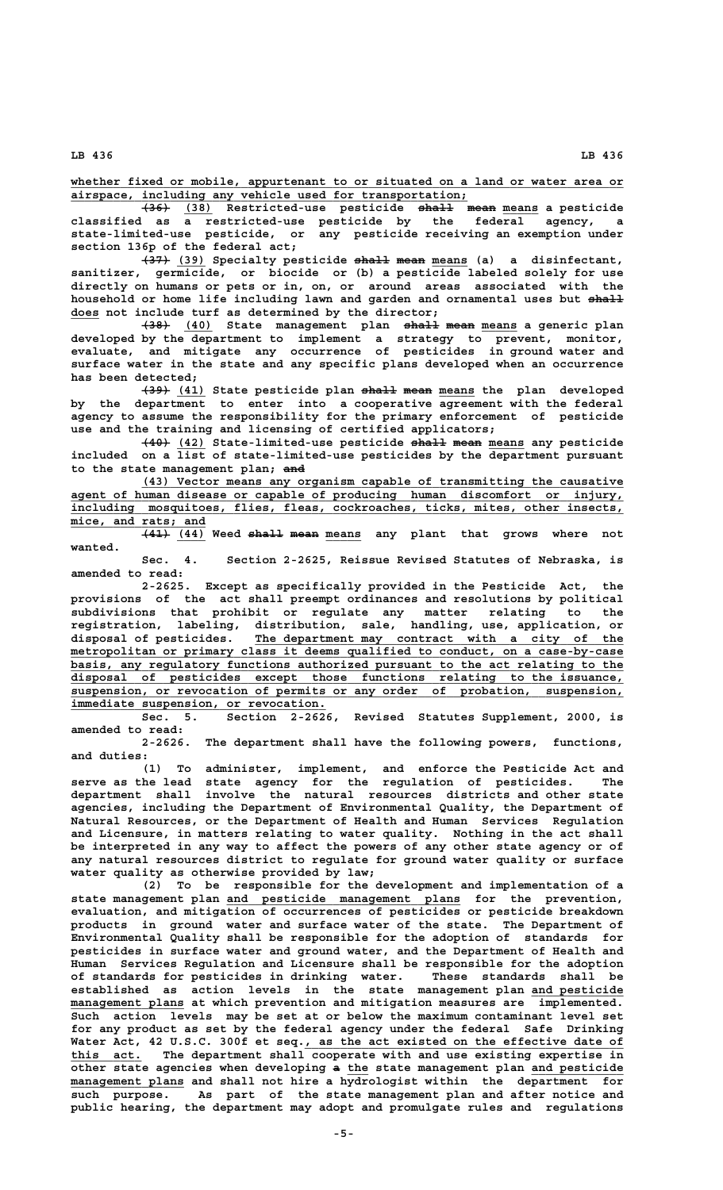whether fixed or mobile, appurtenant to or situated on a land or water area or airspace, including any vehicle used for transportation;

~~(36)~~ (38) Restricted-use pesticide ~~shall mean~~ means a pesticide classified as a restricted-use pesticide by the federal agency, a state-limited-use pesticide, or any pesticide receiving an exemption under section 136p of the federal act;

~~(37)~~ (39) Specialty pesticide ~~shall mean~~ means (a) a disinfectant, sanitizer, germicide, or biocide or (b) a pesticide labeled solely for use directly on humans or pets or in, on, or around areas associated with the household or home life including lawn and garden and ornamental uses but ~~shall~~ does not include turf as determined by the director;

~~(38)~~ (40) State management plan ~~shall mean~~ means a generic plan developed by the department to implement a strategy to prevent, monitor, evaluate, and mitigate any occurrence of pesticides in ground water and surface water in the state and any specific plans developed when an occurrence has been detected;

~~(39)~~ (41) State pesticide plan ~~shall mean~~ means the plan developed by the department to enter into a cooperative agreement with the federal agency to assume the responsibility for the primary enforcement of pesticide use and the training and licensing of certified applicators;

~~(40)~~ (42) State-limited-use pesticide ~~shall mean~~ means any pesticide included on a list of state-limited-use pesticides by the department pursuant to the state management plan; ~~and~~

(43) Vector means any organism capable of transmitting the causative agent of human disease or capable of producing human discomfort or injury, including mosquitoes, flies, fleas, cockroaches, ticks, mites, other insects, mice, and rats; and

~~(41)~~ (44) Weed ~~shall mean~~ means any plant that grows where not wanted.

Sec. 4. Section 2-2625, Reissue Revised Statutes of Nebraska, is amended to read:

2-2625. Except as specifically provided in the Pesticide Act, the provisions of the act shall preempt ordinances and resolutions by political subdivisions that prohibit or regulate any matter relating to the registration, labeling, distribution, sale, handling, use, application, or disposal of pesticides. The department may contract with a city of the metropolitan or primary class it deems qualified to conduct, on a case-by-case basis, any regulatory functions authorized pursuant to the act relating to the disposal of pesticides except those functions relating to the issuance, suspension, or revocation of permits or any order of probation, suspension, immediate suspension, or revocation.

Sec. 5. Section 2-2626, Revised Statutes Supplement, 2000, is amended to read:

2-2626. The department shall have the following powers, functions, and duties:

(1) To administer, implement, and enforce the Pesticide Act and serve as the lead state agency for the regulation of pesticides. The department shall involve the natural resources districts and other state agencies, including the Department of Environmental Quality, the Department of Natural Resources, or the Department of Health and Human Services Regulation and Licensure, in matters relating to water quality. Nothing in the act shall be interpreted in any way to affect the powers of any other state agency or of any natural resources district to regulate for ground water quality or surface water quality as otherwise provided by law;

(2) To be responsible for the development and implementation of a state management plan and pesticide management plans for the prevention, evaluation, and mitigation of occurrences of pesticides or pesticide breakdown products in ground water and surface water of the state. The Department of Environmental Quality shall be responsible for the adoption of standards for pesticides in surface water and ground water, and the Department of Health and Human Services Regulation and Licensure shall be responsible for the adoption of standards for pesticides in drinking water. These standards shall be established as action levels in the state management plan and pesticide management plans at which prevention and mitigation measures are implemented. Such action levels may be set at or below the maximum contaminant level set for any product as set by the federal agency under the federal Safe Drinking Water Act, 42 U.S.C. 300f et seq., as the act existed on the effective date of this act. The department shall cooperate with and use existing expertise in other state agencies when developing ~~a~~ the state management plan and pesticide management plans and shall not hire a hydrologist within the department for such purpose. As part of the state management plan and after notice and public hearing, the department may adopt and promulgate rules and regulations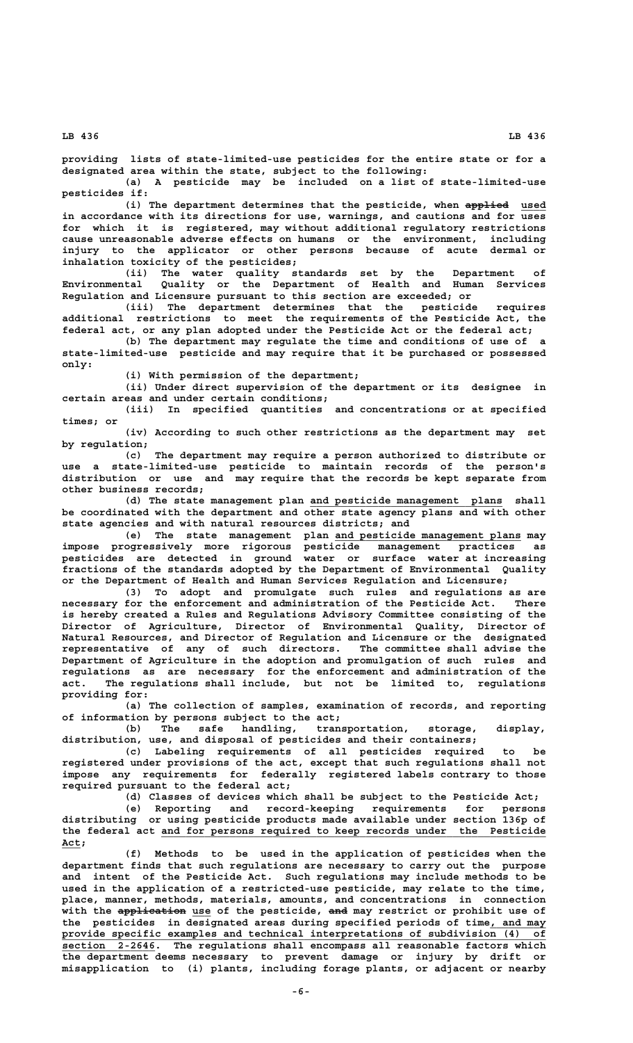providing lists of state-limited-use pesticides for the entire state or for a designated area within the state, subject to the following:

(a) A pesticide may be included on a list of state-limited-use pesticides if:

(i) The department determines that the pesticide, when ~~applied~~ used in accordance with its directions for use, warnings, and cautions and for uses for which it is registered, may without additional regulatory restrictions cause unreasonable adverse effects on humans or the environment, including injury to the applicator or other persons because of acute dermal or inhalation toxicity of the pesticides;

(ii) The water quality standards set by the Department of Environmental Quality or the Department of Health and Human Services Regulation and Licensure pursuant to this section are exceeded; or

(iii) The department determines that the pesticide requires additional restrictions to meet the requirements of the Pesticide Act, the federal act, or any plan adopted under the Pesticide Act or the federal act;

(b) The department may regulate the time and conditions of use of a state-limited-use pesticide and may require that it be purchased or possessed only:

(i) With permission of the department;

(ii) Under direct supervision of the department or its designee in certain areas and under certain conditions;

(iii) In specified quantities and concentrations or at specified times; or

(iv) According to such other restrictions as the department may set by regulation;

(c) The department may require a person authorized to distribute or use a state-limited-use pesticide to maintain records of the person's distribution or use and may require that the records be kept separate from other business records;

(d) The state management plan and pesticide management plans shall be coordinated with the department and other state agency plans and with other state agencies and with natural resources districts; and

(e) The state management plan and pesticide management plans may impose progressively more rigorous pesticide management practices as pesticides are detected in ground water or surface water at increasing fractions of the standards adopted by the Department of Environmental Quality or the Department of Health and Human Services Regulation and Licensure;

(3) To adopt and promulgate such rules and regulations as are necessary for the enforcement and administration of the Pesticide Act. There is hereby created a Rules and Regulations Advisory Committee consisting of the Director of Agriculture, Director of Environmental Quality, Director of Natural Resources, and Director of Regulation and Licensure or the designated representative of any of such directors. The committee shall advise the Department of Agriculture in the adoption and promulgation of such rules and regulations as are necessary for the enforcement and administration of the act. The regulations shall include, but not be limited to, regulations providing for:

(a) The collection of samples, examination of records, and reporting of information by persons subject to the act;

(b) The safe handling, transportation, storage, display, distribution, use, and disposal of pesticides and their containers;

(c) Labeling requirements of all pesticides required to be registered under provisions of the act, except that such regulations shall not impose any requirements for federally registered labels contrary to those required pursuant to the federal act;

(d) Classes of devices which shall be subject to the Pesticide Act;

(e) Reporting and record-keeping requirements for persons distributing or using pesticide products made available under section 136p of the federal act and for persons required to keep records under the Pesticide Act;

(f) Methods to be used in the application of pesticides when the department finds that such regulations are necessary to carry out the purpose and intent of the Pesticide Act. Such regulations may include methods to be used in the application of a restricted-use pesticide, may relate to the time, place, manner, methods, materials, amounts, and concentrations in connection with the ~~application~~ use of the pesticide, ~~and~~ may restrict or prohibit use of the pesticides in designated areas during specified periods of time, and may provide specific examples and technical interpretations of subdivision (4) of section 2-2646. The regulations shall encompass all reasonable factors which the department deems necessary to prevent damage or injury by drift or misapplication to (i) plants, including forage plants, or adjacent or nearby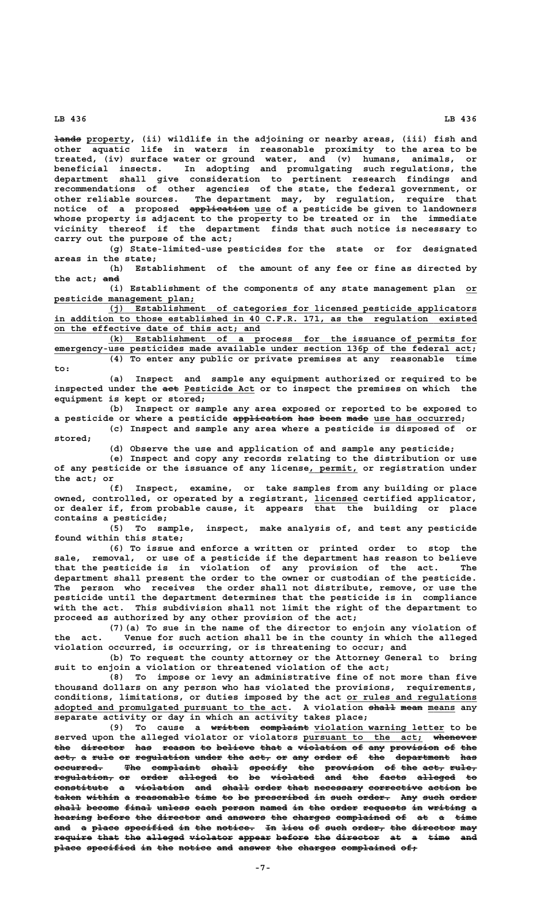~~lands~~ <u>property</u>, (ii) wildlife in the adjoining or nearby areas, (iii) fish and other aquatic life in waters in reasonable proximity to the area to be treated, (iv) surface water or ground water, and (v) humans, animals, or beneficial insects. In adopting and promulgating such regulations, the department shall give consideration to pertinent research findings and recommendations of other agencies of the state, the federal government, or other reliable sources. The department may, by regulation, require that notice of a proposed ~~application~~ <u>use</u> of a pesticide be given to landowners whose property is adjacent to the property to be treated or in the immediate vicinity thereof if the department finds that such notice is necessary to carry out the purpose of the act;

(g) State-limited-use pesticides for the state or for designated areas in the state;

(h) Establishment of the amount of any fee or fine as directed by the act; ~~and~~

(i) Establishment of the components of any state management plan <u>or pesticide management plan;</u>

<u>(j) Establishment of categories for licensed pesticide applicators in addition to those established in 40 C.F.R. 171, as the regulation existed on the effective date of this act; and</u>

<u>(k) Establishment of a process for the issuance of permits for emergency-use pesticides made available under section 136p of the federal act;</u>

(4) To enter any public or private premises at any reasonable time to:

(a) Inspect and sample any equipment authorized or required to be inspected under the ~~act~~ <u>Pesticide Act</u> or to inspect the premises on which the equipment is kept or stored;

(b) Inspect or sample any area exposed or reported to be exposed to a pesticide or where a pesticide ~~application has been made~~ <u>use has occurred</u>;

(c) Inspect and sample any area where a pesticide is disposed of or stored;

(d) Observe the use and application of and sample any pesticide;

(e) Inspect and copy any records relating to the distribution or use of any pesticide or the issuance of any license<u>, permit,</u> or registration under the act; or

(f) Inspect, examine, or take samples from any building or place owned, controlled, or operated by a registrant, <u>licensed</u> certified applicator, or dealer if, from probable cause, it appears that the building or place contains a pesticide;

(5) To sample, inspect, make analysis of, and test any pesticide found within this state;

(6) To issue and enforce a written or printed order to stop the sale, removal, or use of a pesticide if the department has reason to believe that the pesticide is in violation of any provision of the act. The department shall present the order to the owner or custodian of the pesticide. The person who receives the order shall not distribute, remove, or use the pesticide until the department determines that the pesticide is in compliance with the act. This subdivision shall not limit the right of the department to proceed as authorized by any other provision of the act;

(7)(a) To sue in the name of the director to enjoin any violation of the act. Venue for such action shall be in the county in which the alleged violation occurred, is occurring, or is threatening to occur; and

(b) To request the county attorney or the Attorney General to bring suit to enjoin a violation or threatened violation of the act;

(8) To impose or levy an administrative fine of not more than five thousand dollars on any person who has violated the provisions, requirements, conditions, limitations, or duties imposed by the act <u>or rules and regulations adopted and promulgated pursuant to the act</u>. A violation ~~shall mean~~ <u>means</u> any separate activity or day in which an activity takes place;

(9) To cause a ~~written complaint~~ <u>violation warning letter</u> to be served upon the alleged violator or violators <u>pursuant to the act;</u> ~~whenever the director has reason to believe that a violation of any provision of the act, a rule or regulation under the act, or any order of the department has occurred. The complaint shall specify the provision of the act, rule, regulation, or order alleged to be violated and the facts alleged to constitute a violation and shall order that necessary corrective action be taken within a reasonable time to be prescribed in such order. Any such order shall become final unless each person named in the order requests in writing a hearing before the director and answers the charges complained of at a time and a place specified in the notice. In lieu of such order, the director may require that the alleged violator appear before the director at a time and place specified in the notice and answer the charges complained of;~~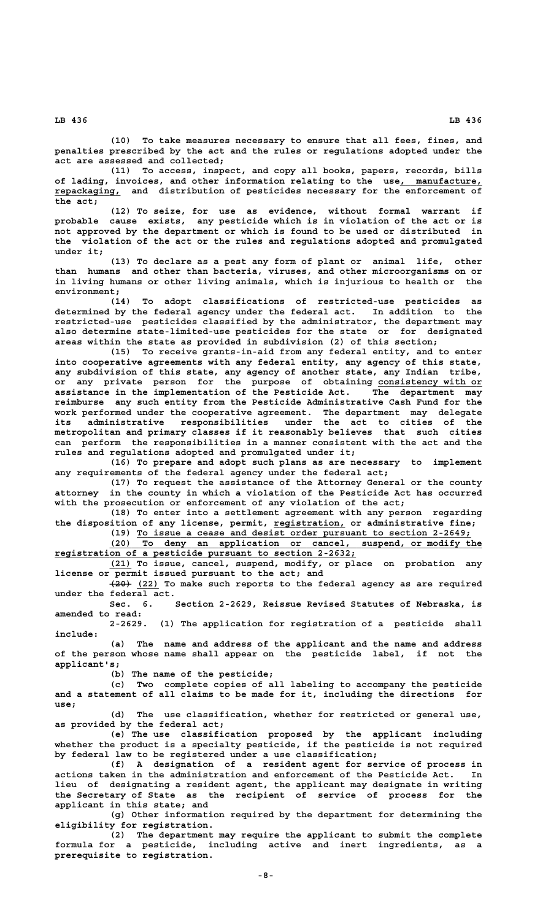(10) To take measures necessary to ensure that all fees, fines, and penalties prescribed by the act and the rules or regulations adopted under the act are assessed and collected;

(11) To access, inspect, and copy all books, papers, records, bills of lading, invoices, and other information relating to the use, manufacture, repackaging, and distribution of pesticides necessary for the enforcement of the act;

(12) To seize, for use as evidence, without formal warrant if probable cause exists, any pesticide which is in violation of the act or is not approved by the department or which is found to be used or distributed in the violation of the act or the rules and regulations adopted and promulgated under it;

(13) To declare as a pest any form of plant or animal life, other than humans and other than bacteria, viruses, and other microorganisms on or in living humans or other living animals, which is injurious to health or the environment;

(14) To adopt classifications of restricted-use pesticides as determined by the federal agency under the federal act. In addition to the restricted-use pesticides classified by the administrator, the department may also determine state-limited-use pesticides for the state or for designated areas within the state as provided in subdivision (2) of this section;

(15) To receive grants-in-aid from any federal entity, and to enter into cooperative agreements with any federal entity, any agency of this state, any subdivision of this state, any agency of another state, any Indian tribe, or any private person for the purpose of obtaining consistency with or assistance in the implementation of the Pesticide Act. The department may reimburse any such entity from the Pesticide Administrative Cash Fund for the work performed under the cooperative agreement. The department may delegate its administrative responsibilities under the act to cities of the metropolitan and primary classes if it reasonably believes that such cities can perform the responsibilities in a manner consistent with the act and the rules and regulations adopted and promulgated under it;

(16) To prepare and adopt such plans as are necessary to implement any requirements of the federal agency under the federal act;

(17) To request the assistance of the Attorney General or the county attorney in the county in which a violation of the Pesticide Act has occurred with the prosecution or enforcement of any violation of the act;

(18) To enter into a settlement agreement with any person regarding the disposition of any license, permit, registration, or administrative fine;

(19) To issue a cease and desist order pursuant to section 2-2649;

(20) To deny an application or cancel, suspend, or modify the registration of a pesticide pursuant to section 2-2632;

(21) To issue, cancel, suspend, modify, or place on probation any license or permit issued pursuant to the act; and

~~(20)~~ (22) To make such reports to the federal agency as are required under the federal act.

Sec. 6. Section 2-2629, Reissue Revised Statutes of Nebraska, is amended to read:

2-2629. (1) The application for registration of a pesticide shall include:

(a) The name and address of the applicant and the name and address of the person whose name shall appear on the pesticide label, if not the applicant's;

(b) The name of the pesticide;

(c) Two complete copies of all labeling to accompany the pesticide and a statement of all claims to be made for it, including the directions for use;

(d) The use classification, whether for restricted or general use, as provided by the federal act;

(e) The use classification proposed by the applicant including whether the product is a specialty pesticide, if the pesticide is not required by federal law to be registered under a use classification;

(f) A designation of a resident agent for service of process in actions taken in the administration and enforcement of the Pesticide Act. In lieu of designating a resident agent, the applicant may designate in writing the Secretary of State as the recipient of service of process for the applicant in this state; and

(g) Other information required by the department for determining the eligibility for registration.

(2) The department may require the applicant to submit the complete formula for a pesticide, including active and inert ingredients, as a prerequisite to registration.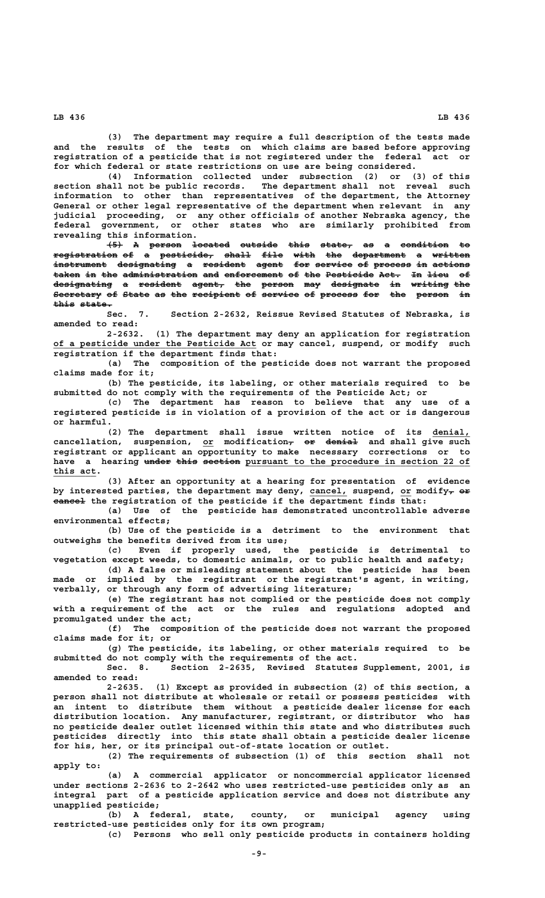(3) The department may require a full description of the tests made and the results of the tests on which claims are based before approving registration of a pesticide that is not registered under the federal act or for which federal or state restrictions on use are being considered.

(4) Information collected under subsection (2) or (3) of this section shall not be public records. The department shall not reveal such information to other than representatives of the department, the Attorney General or other legal representative of the department when relevant in any judicial proceeding, or any other officials of another Nebraska agency, the federal government, or other states who are similarly prohibited from revealing this information.

~~(5) A person located outside this state, as a condition to registration of a pesticide, shall file with the department a written instrument designating a resident agent for service of process in actions taken in the administration and enforcement of the Pesticide Act. In lieu of designating a resident agent, the person may designate in writing the Secretary of State as the recipient of service of process for the person in this state.~~

Sec. 7. Section 2-2632, Reissue Revised Statutes of Nebraska, is amended to read:

2-2632. (1) The department may deny an application for registration of a pesticide under the Pesticide Act or may cancel, suspend, or modify such registration if the department finds that:

(a) The composition of the pesticide does not warrant the proposed claims made for it;

(b) The pesticide, its labeling, or other materials required to be submitted do not comply with the requirements of the Pesticide Act; or

(c) The department has reason to believe that any use of a registered pesticide is in violation of a provision of the act or is dangerous or harmful.

(2) The department shall issue written notice of its denial, cancellation, suspension, or modification~~, or denial~~ and shall give such registrant or applicant an opportunity to make necessary corrections or to have a hearing ~~under this section~~ pursuant to the procedure in section 22 of this act.

(3) After an opportunity at a hearing for presentation of evidence by interested parties, the department may deny, cancel, suspend, or modify~~, or cancel~~ the registration of the pesticide if the department finds that:

(a) Use of the pesticide has demonstrated uncontrollable adverse environmental effects;

(b) Use of the pesticide is a detriment to the environment that outweighs the benefits derived from its use;

(c) Even if properly used, the pesticide is detrimental to vegetation except weeds, to domestic animals, or to public health and safety;

(d) A false or misleading statement about the pesticide has been made or implied by the registrant or the registrant's agent, in writing, verbally, or through any form of advertising literature;

(e) The registrant has not complied or the pesticide does not comply with a requirement of the act or the rules and regulations adopted and promulgated under the act;

(f) The composition of the pesticide does not warrant the proposed claims made for it; or

(g) The pesticide, its labeling, or other materials required to be submitted do not comply with the requirements of the act.

Sec. 8. Section 2-2635, Revised Statutes Supplement, 2001, is amended to read:

2-2635. (1) Except as provided in subsection (2) of this section, a person shall not distribute at wholesale or retail or possess pesticides with an intent to distribute them without a pesticide dealer license for each distribution location. Any manufacturer, registrant, or distributor who has no pesticide dealer outlet licensed within this state and who distributes such pesticides directly into this state shall obtain a pesticide dealer license for his, her, or its principal out-of-state location or outlet.

(2) The requirements of subsection (1) of this section shall not apply to:

(a) A commercial applicator or noncommercial applicator licensed under sections 2-2636 to 2-2642 who uses restricted-use pesticides only as an integral part of a pesticide application service and does not distribute any unapplied pesticide;

(b) A federal, state, county, or municipal agency using restricted-use pesticides only for its own program;

(c) Persons who sell only pesticide products in containers holding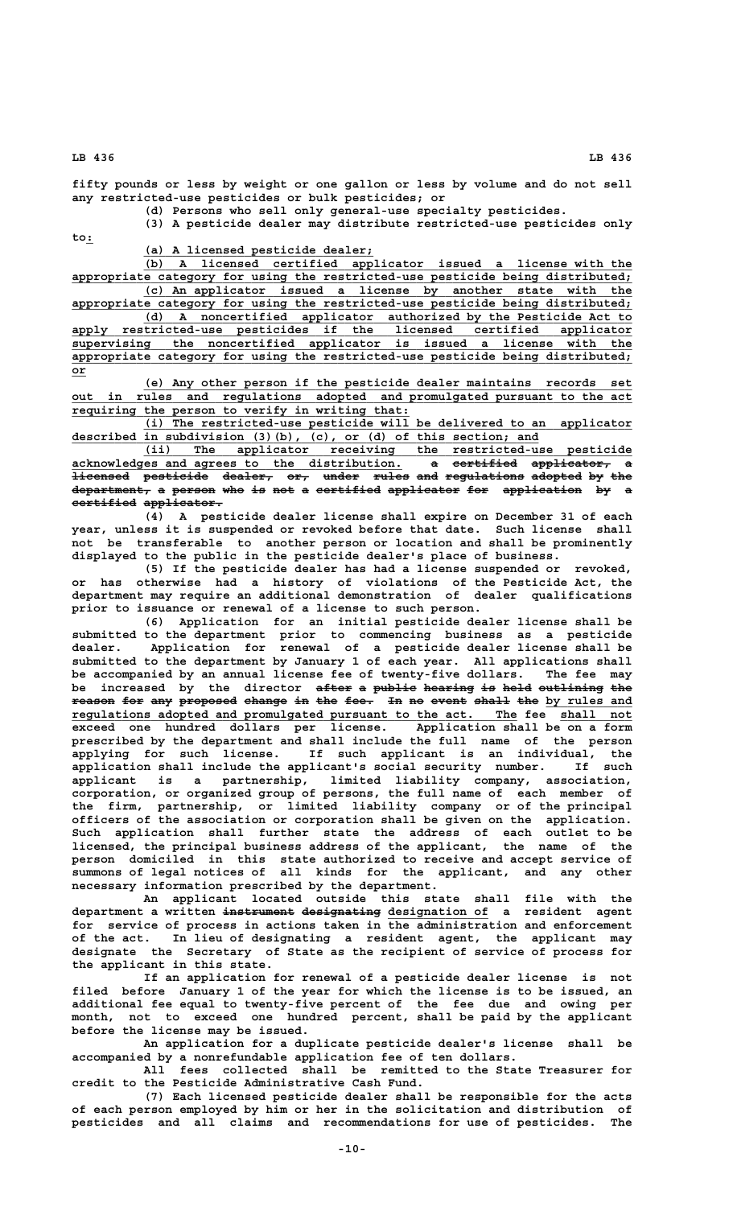fifty pounds or less by weight or one gallon or less by volume and do not sell any restricted-use pesticides or bulk pesticides; or

(d) Persons who sell only general-use specialty pesticides.

(3) A pesticide dealer may distribute restricted-use pesticides only to:

(a) A licensed pesticide dealer;

(b) A licensed certified applicator issued a license with the appropriate category for using the restricted-use pesticide being distributed;

(c) An applicator issued a license by another state with the appropriate category for using the restricted-use pesticide being distributed;

(d) A noncertified applicator authorized by the Pesticide Act to apply restricted-use pesticides if the licensed certified applicator supervising the noncertified applicator is issued a license with the appropriate category for using the restricted-use pesticide being distributed; or

(e) Any other person if the pesticide dealer maintains records set out in rules and regulations adopted and promulgated pursuant to the act requiring the person to verify in writing that:

(i) The restricted-use pesticide will be delivered to an applicator described in subdivision (3)(b), (c), or (d) of this section; and

(ii) The applicator receiving the restricted-use pesticide acknowledges and agrees to the distribution. ~~a certified applicator, a licensed pesticide dealer, or, under rules and regulations adopted by the department, a person who is not a certified applicator for application by a certified applicator.~~

(4) A pesticide dealer license shall expire on December 31 of each year, unless it is suspended or revoked before that date. Such license shall not be transferable to another person or location and shall be prominently displayed to the public in the pesticide dealer's place of business.

(5) If the pesticide dealer has had a license suspended or revoked, or has otherwise had a history of violations of the Pesticide Act, the department may require an additional demonstration of dealer qualifications prior to issuance or renewal of a license to such person.

(6) Application for an initial pesticide dealer license shall be submitted to the department prior to commencing business as a pesticide dealer. Application for renewal of a pesticide dealer license shall be submitted to the department by January 1 of each year. All applications shall be accompanied by an annual license fee of twenty-five dollars. The fee may be increased by the director ~~after a public hearing is held outlining the reason for any proposed change in the fee. In no event shall the~~ by rules and regulations adopted and promulgated pursuant to the act. The fee shall not exceed one hundred dollars per license. Application shall be on a form prescribed by the department and shall include the full name of the person applying for such license. If such applicant is an individual, the application shall include the applicant's social security number. If such applicant is a partnership, limited liability company, association, corporation, or organized group of persons, the full name of each member of the firm, partnership, or limited liability company or of the principal officers of the association or corporation shall be given on the application. Such application shall further state the address of each outlet to be licensed, the principal business address of the applicant, the name of the person domiciled in this state authorized to receive and accept service of summons of legal notices of all kinds for the applicant, and any other necessary information prescribed by the department.

An applicant located outside this state shall file with the department a written ~~instrument designating~~ designation of a resident agent for service of process in actions taken in the administration and enforcement of the act. In lieu of designating a resident agent, the applicant may designate the Secretary of State as the recipient of service of process for the applicant in this state.

If an application for renewal of a pesticide dealer license is not filed before January 1 of the year for which the license is to be issued, an additional fee equal to twenty-five percent of the fee due and owing per month, not to exceed one hundred percent, shall be paid by the applicant before the license may be issued.

An application for a duplicate pesticide dealer's license shall be accompanied by a nonrefundable application fee of ten dollars.

All fees collected shall be remitted to the State Treasurer for credit to the Pesticide Administrative Cash Fund.

(7) Each licensed pesticide dealer shall be responsible for the acts of each person employed by him or her in the solicitation and distribution of pesticides and all claims and recommendations for use of pesticides. The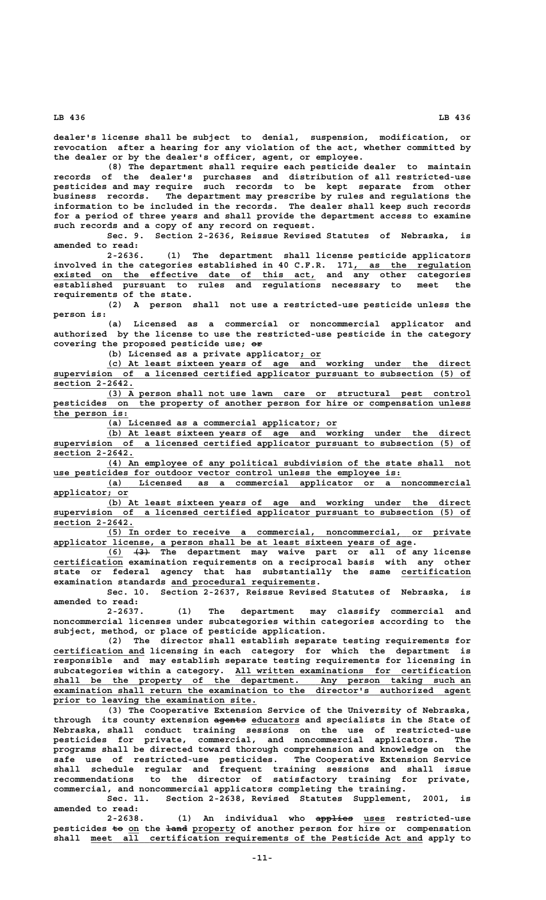dealer's license shall be subject to denial, suspension, modification, or revocation after a hearing for any violation of the act, whether committed by the dealer or by the dealer's officer, agent, or employee.

(8) The department shall require each pesticide dealer to maintain records of the dealer's purchases and distribution of all restricted-use pesticides and may require such records to be kept separate from other business records. The department may prescribe by rules and regulations the information to be included in the records. The dealer shall keep such records for a period of three years and shall provide the department access to examine such records and a copy of any record on request.

Sec. 9. Section 2-2636, Reissue Revised Statutes of Nebraska, is amended to read:

2-2636. (1) The department shall license pesticide applicators involved in the categories established in 40 C.F.R. 171, as the regulation existed on the effective date of this act, and any other categories established pursuant to rules and regulations necessary to meet the requirements of the state.

(2) A person shall not use a restricted-use pesticide unless the person is:

(a) Licensed as a commercial or noncommercial applicator and authorized by the license to use the restricted-use pesticide in the category covering the proposed pesticide use; ~~or~~

(b) Licensed as a private applicator; or

(c) At least sixteen years of age and working under the direct supervision of a licensed certified applicator pursuant to subsection (5) of section 2-2642.

(3) A person shall not use lawn care or structural pest control pesticides on the property of another person for hire or compensation unless the person is:

(a) Licensed as a commercial applicator; or

(b) At least sixteen years of age and working under the direct supervision of a licensed certified applicator pursuant to subsection (5) of section 2-2642.

(4) An employee of any political subdivision of the state shall not use pesticides for outdoor vector control unless the employee is:

(a) Licensed as a commercial applicator or a noncommercial applicator; or

(b) At least sixteen years of age and working under the direct supervision of a licensed certified applicator pursuant to subsection (5) of section 2-2642.

(5) In order to receive a commercial, noncommercial, or private applicator license, a person shall be at least sixteen years of age.

(6) ~~(3)~~ The department may waive part or all of any license certification examination requirements on a reciprocal basis with any other state or federal agency that has substantially the same certification examination standards and procedural requirements.

Sec. 10. Section 2-2637, Reissue Revised Statutes of Nebraska, is amended to read:

2-2637. (1) The department may classify commercial and noncommercial licenses under subcategories within categories according to the subject, method, or place of pesticide application.

(2) The director shall establish separate testing requirements for certification and licensing in each category for which the department is responsible and may establish separate testing requirements for licensing in subcategories within a category. All written examinations for certification shall be the property of the department. Any person taking such an examination shall return the examination to the director's authorized agent prior to leaving the examination site.

(3) The Cooperative Extension Service of the University of Nebraska, through its county extension ~~agents~~ educators and specialists in the State of Nebraska, shall conduct training sessions on the use of restricted-use pesticides for private, commercial, and noncommercial applicators. The programs shall be directed toward thorough comprehension and knowledge on the safe use of restricted-use pesticides. The Cooperative Extension Service shall schedule regular and frequent training sessions and shall issue recommendations to the director of satisfactory training for private, commercial, and noncommercial applicators completing the training.

Sec. 11. Section 2-2638, Revised Statutes Supplement, 2001, is amended to read:

2-2638. (1) An individual who ~~applies~~ uses restricted-use pesticides ~~to~~ on the ~~land~~ property of another person for hire or compensation shall meet all certification requirements of the Pesticide Act and apply to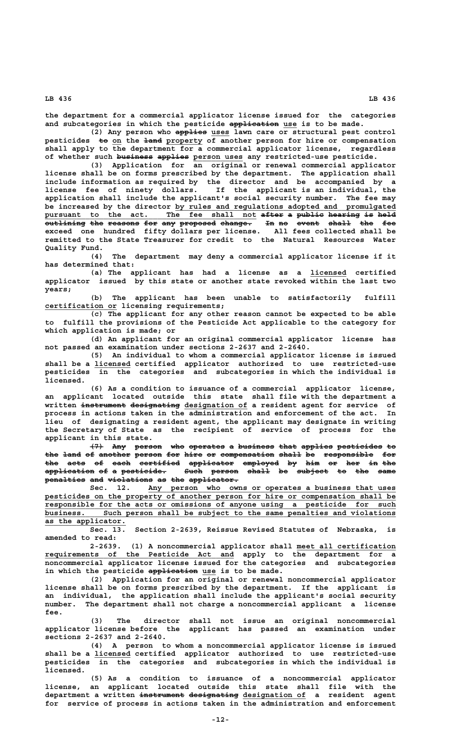the department for a commercial applicator license issued for the categories and subcategories in which the pesticide ~~application~~ use is to be made.

(2) Any person who ~~applies~~ uses lawn care or structural pest control pesticides ~~to~~ on the ~~land~~ property of another person for hire or compensation shall apply to the department for a commercial applicator license, regardless of whether such ~~business applies~~ person uses any restricted-use pesticide.

(3) Application for an original or renewal commercial applicator license shall be on forms prescribed by the department. The application shall include information as required by the director and be accompanied by a license fee of ninety dollars. If the applicant is an individual, the application shall include the applicant's social security number. The fee may be increased by the director by rules and regulations adopted and promulgated pursuant to the act. The fee shall not ~~after a public hearing is held outlining the reasons for any proposed change. In no event shall the fee~~ exceed one hundred fifty dollars per license. All fees collected shall be remitted to the State Treasurer for credit to the Natural Resources Water Quality Fund.

(4) The department may deny a commercial applicator license if it has determined that:

(a) The applicant has had a license as a licensed certified applicator issued by this state or another state revoked within the last two years;

(b) The applicant has been unable to satisfactorily fulfill certification or licensing requirements;

(c) The applicant for any other reason cannot be expected to be able to fulfill the provisions of the Pesticide Act applicable to the category for which application is made; or

(d) An applicant for an original commercial applicator license has not passed an examination under sections 2-2637 and 2-2640.

(5) An individual to whom a commercial applicator license is issued shall be a licensed certified applicator authorized to use restricted-use pesticides in the categories and subcategories in which the individual is licensed.

(6) As a condition to issuance of a commercial applicator license, an applicant located outside this state shall file with the department a written ~~instrument designating~~ designation of a resident agent for service of process in actions taken in the administration and enforcement of the act. In lieu of designating a resident agent, the applicant may designate in writing the Secretary of State as the recipient of service of process for the applicant in this state.

~~(7) Any person who operates a business that applies pesticides to the land of another person for hire or compensation shall be responsible for the acts of each certified applicator employed by him or her in the application of a pesticide. Such person shall be subject to the same penalties and violations as the applicator.~~

Sec. 12. Any person who owns or operates a business that uses pesticides on the property of another person for hire or compensation shall be responsible for the acts or omissions of anyone using a pesticide for such business. Such person shall be subject to the same penalties and violations as the applicator.

Sec. 13. Section 2-2639, Reissue Revised Statutes of Nebraska, is amended to read:

2-2639. (1) A noncommercial applicator shall meet all certification requirements of the Pesticide Act and apply to the department for a noncommercial applicator license issued for the categories and subcategories in which the pesticide ~~application~~ use is to be made.

(2) Application for an original or renewal noncommercial applicator license shall be on forms prescribed by the department. If the applicant is an individual, the application shall include the applicant's social security number. The department shall not charge a noncommercial applicant a license fee.

(3) The director shall not issue an original noncommercial applicator license before the applicant has passed an examination under sections 2-2637 and 2-2640.

(4) A person to whom a noncommercial applicator license is issued shall be a licensed certified applicator authorized to use restricted-use pesticides in the categories and subcategories in which the individual is licensed.

(5) As a condition to issuance of a noncommercial applicator license, an applicant located outside this state shall file with the department a written ~~instrument designating~~ designation of a resident agent for service of process in actions taken in the administration and enforcement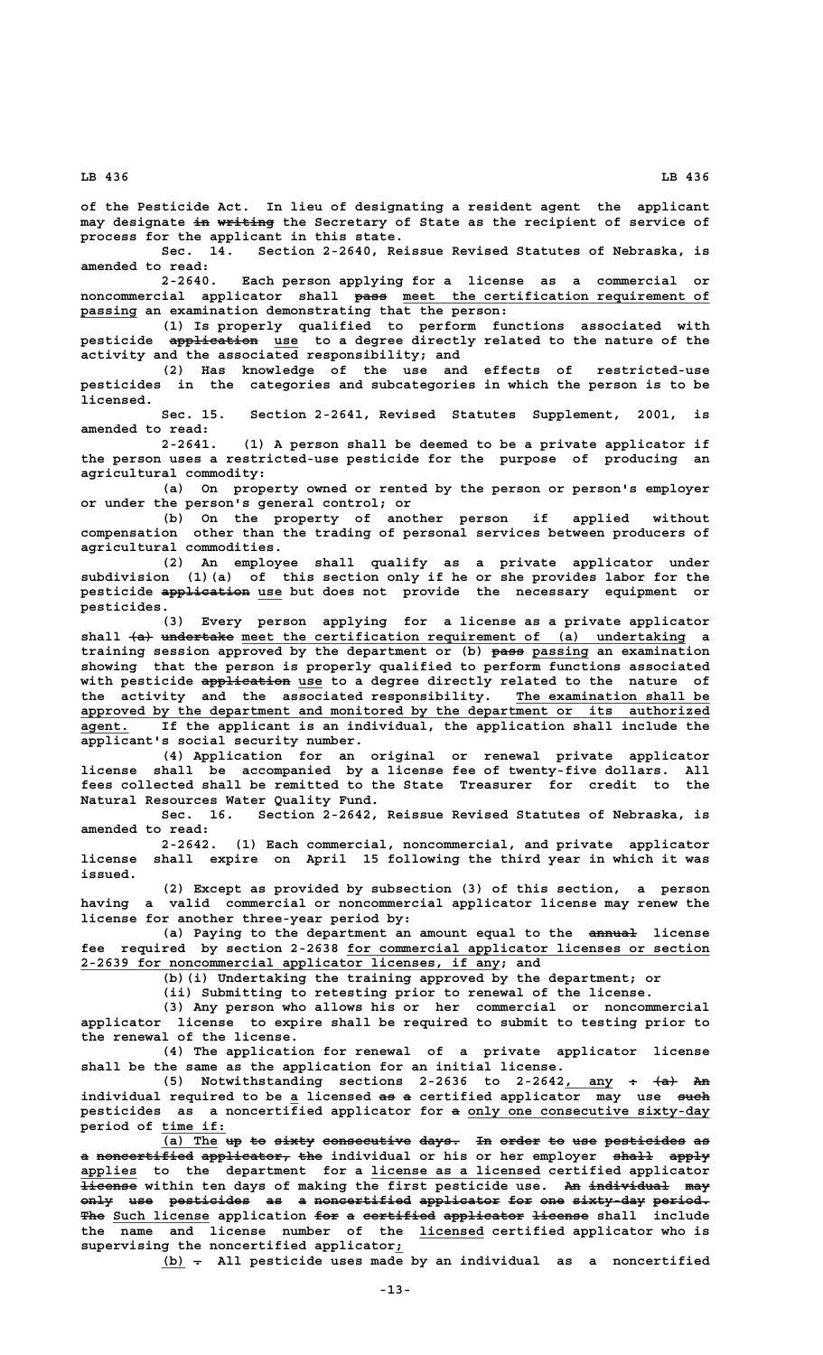of the Pesticide Act. In lieu of designating a resident agent the applicant may designate ~~in writing~~ the Secretary of State as the recipient of service of process for the applicant in this state.

Sec. 14. Section 2-2640, Reissue Revised Statutes of Nebraska, is amended to read:

2-2640. Each person applying for a license as a commercial or noncommercial applicator shall ~~pass~~ meet the certification requirement of passing an examination demonstrating that the person:

(1) Is properly qualified to perform functions associated with pesticide ~~application~~ use to a degree directly related to the nature of the activity and the associated responsibility; and

(2) Has knowledge of the use and effects of restricted-use pesticides in the categories and subcategories in which the person is to be licensed.

Sec. 15. Section 2-2641, Revised Statutes Supplement, 2001, is amended to read:

2-2641. (1) A person shall be deemed to be a private applicator if the person uses a restricted-use pesticide for the purpose of producing an agricultural commodity:

(a) On property owned or rented by the person or person's employer or under the person's general control; or

(b) On the property of another person if applied without compensation other than the trading of personal services between producers of agricultural commodities.

(2) An employee shall qualify as a private applicator under subdivision (1)(a) of this section only if he or she provides labor for the pesticide ~~application~~ use but does not provide the necessary equipment or pesticides.

(3) Every person applying for a license as a private applicator shall ~~(a) undertake~~ meet the certification requirement of (a) undertaking a training session approved by the department or (b) ~~pass~~ passing an examination showing that the person is properly qualified to perform functions associated with pesticide ~~application~~ use to a degree directly related to the nature of the activity and the associated responsibility. The examination shall be approved by the department and monitored by the department or its authorized agent. If the applicant is an individual, the application shall include the applicant's social security number.

(4) Application for an original or renewal private applicator license shall be accompanied by a license fee of twenty-five dollars. All fees collected shall be remitted to the State Treasurer for credit to the Natural Resources Water Quality Fund.

Sec. 16. Section 2-2642, Reissue Revised Statutes of Nebraska, is amended to read:

2-2642. (1) Each commercial, noncommercial, and private applicator license shall expire on April 15 following the third year in which it was issued.

(2) Except as provided by subsection (3) of this section, a person having a valid commercial or noncommercial applicator license may renew the license for another three-year period by:

(a) Paying to the department an amount equal to the ~~annual~~ license fee required by section 2-2638 for commercial applicator licenses or section 2-2639 for noncommercial applicator licenses, if any; and

(b)(i) Undertaking the training approved by the department; or

(ii) Submitting to retesting prior to renewal of the license.

(3) Any person who allows his or her commercial or noncommercial applicator license to expire shall be required to submit to testing prior to the renewal of the license.

(4) The application for renewal of a private applicator license shall be the same as the application for an initial license.

(5) Notwithstanding sections 2-2636 to 2-2642, any ~~: (a) An~~ individual required to be a licensed ~~as a~~ certified applicator may use ~~such~~ pesticides as a noncertified applicator for ~~a~~ only one consecutive sixty-day period of time if:

(a) The ~~up to sixty consecutive days. In order to use pesticides as a noncertified applicator, the~~ individual or his or her employer ~~shall apply~~ applies to the department for a license as a licensed certified applicator ~~license~~ within ten days of making the first pesticide use. ~~An individual may only use pesticides as a noncertified applicator for one sixty-day period. The~~ Such license application ~~for a certified applicator license~~ shall include the name and license number of the licensed certified applicator who is supervising the noncertified applicator;

(b) ~~.~~ All pesticide uses made by an individual as a noncertified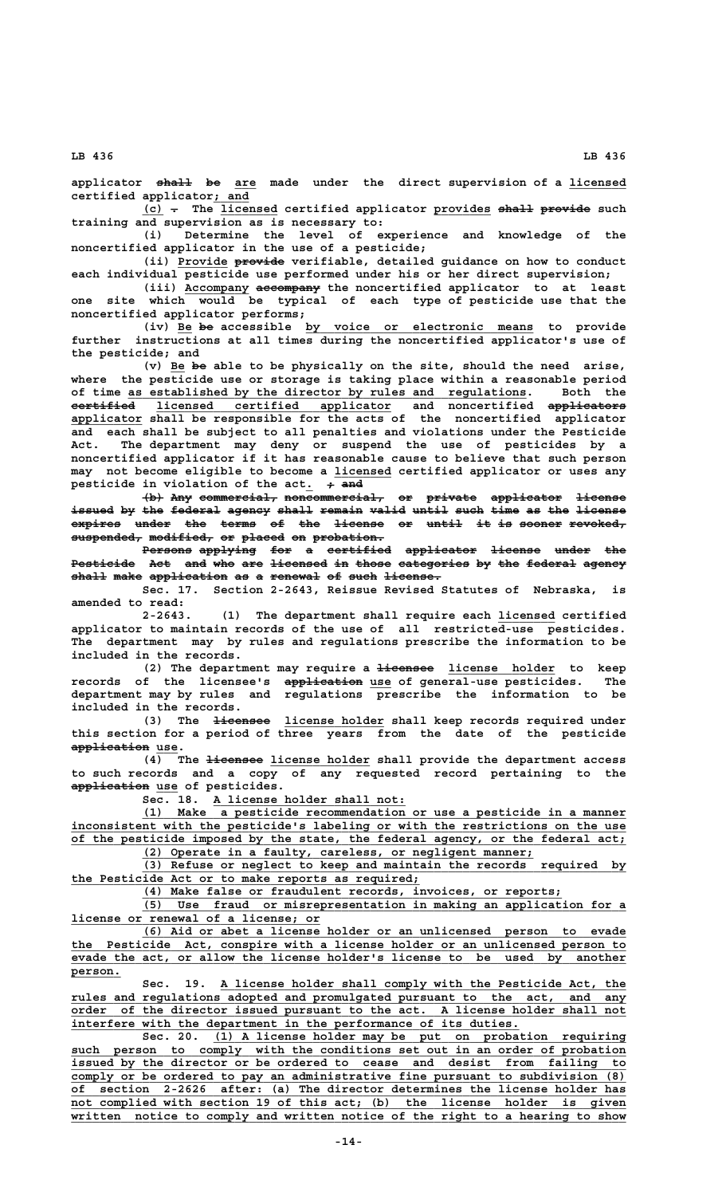applicator ~~shall be~~ are made under the direct supervision of a licensed certified applicator; and

(c) ~~.~~ The licensed certified applicator provides ~~shall provide~~ such training and supervision as is necessary to:

(i) Determine the level of experience and knowledge of the noncertified applicator in the use of a pesticide;

(ii) Provide ~~provide~~ verifiable, detailed guidance on how to conduct each individual pesticide use performed under his or her direct supervision;

(iii) Accompany ~~accompany~~ the noncertified applicator to at least one site which would be typical of each type of pesticide use that the noncertified applicator performs;

(iv) Be ~~be~~ accessible by voice or electronic means to provide further instructions at all times during the noncertified applicator's use of the pesticide; and

(v) Be ~~be~~ able to be physically on the site, should the need arise, where the pesticide use or storage is taking place within a reasonable period of time as established by the director by rules and regulations. Both the ~~certified~~ licensed certified applicator and noncertified ~~applicators~~ applicator shall be responsible for the acts of the noncertified applicator and each shall be subject to all penalties and violations under the Pesticide Act. The department may deny or suspend the use of pesticides by a noncertified applicator if it has reasonable cause to believe that such person may not become eligible to become a licensed certified applicator or uses any pesticide in violation of the act. ~~; and~~

~~(b) Any commercial, noncommercial, or private applicator license issued by the federal agency shall remain valid until such time as the license expires under the terms of the license or until it is sooner revoked, suspended, modified, or placed on probation.~~

~~Persons applying for a certified applicator license under the Pesticide Act and who are licensed in those categories by the federal agency shall make application as a renewal of such license.~~

Sec. 17. Section 2-2643, Reissue Revised Statutes of Nebraska, is amended to read:

2-2643. (1) The department shall require each licensed certified applicator to maintain records of the use of all restricted-use pesticides. The department may by rules and regulations prescribe the information to be included in the records.

(2) The department may require a ~~licensee~~ license holder to keep records of the licensee's ~~application~~ use of general-use pesticides. The department may by rules and regulations prescribe the information to be included in the records.

(3) The ~~licensee~~ license holder shall keep records required under this section for a period of three years from the date of the pesticide ~~application~~ use.

(4) The ~~licensee~~ license holder shall provide the department access to such records and a copy of any requested record pertaining to the ~~application~~ use of pesticides.

Sec. 18. A license holder shall not:

(1) Make a pesticide recommendation or use a pesticide in a manner inconsistent with the pesticide's labeling or with the restrictions on the use of the pesticide imposed by the state, the federal agency, or the federal act;

(2) Operate in a faulty, careless, or negligent manner;

(3) Refuse or neglect to keep and maintain the records required by the Pesticide Act or to make reports as required;

(4) Make false or fraudulent records, invoices, or reports;

(5) Use fraud or misrepresentation in making an application for a license or renewal of a license; or

(6) Aid or abet a license holder or an unlicensed person to evade the Pesticide Act, conspire with a license holder or an unlicensed person to evade the act, or allow the license holder's license to be used by another person.

Sec. 19. A license holder shall comply with the Pesticide Act, the rules and regulations adopted and promulgated pursuant to the act, and any order of the director issued pursuant to the act. A license holder shall not interfere with the department in the performance of its duties.

Sec. 20. (1) A license holder may be put on probation requiring such person to comply with the conditions set out in an order of probation issued by the director or be ordered to cease and desist from failing to comply or be ordered to pay an administrative fine pursuant to subdivision (8) of section 2-2626 after: (a) The director determines the license holder has not complied with section 19 of this act; (b) the license holder is given written notice to comply and written notice of the right to a hearing to show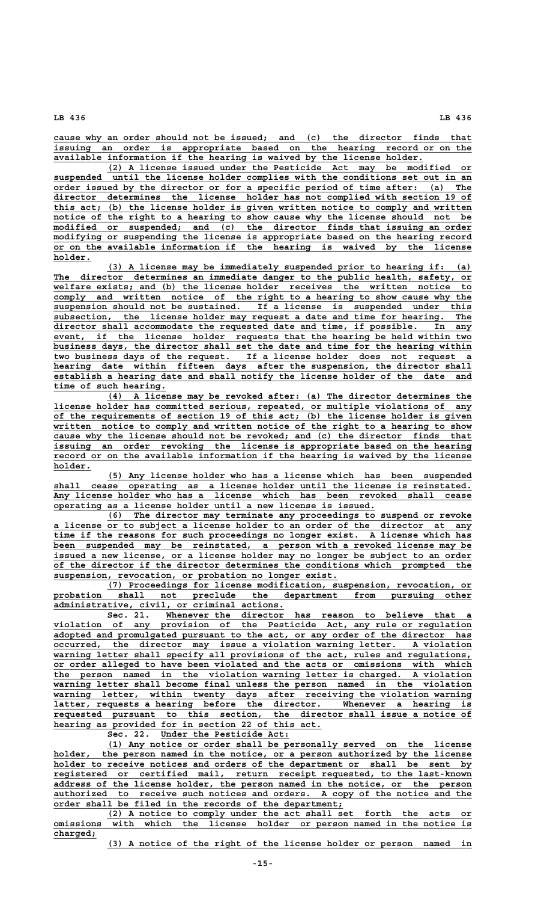cause why an order should not be issued; and (c) the director finds that issuing an order is appropriate based on the hearing record or on the available information if the hearing is waived by the license holder.

(2) A license issued under the Pesticide Act may be modified or suspended until the license holder complies with the conditions set out in an order issued by the director or for a specific period of time after: (a) The director determines the license holder has not complied with section 19 of this act; (b) the license holder is given written notice to comply and written notice of the right to a hearing to show cause why the license should not be modified or suspended; and (c) the director finds that issuing an order modifying or suspending the license is appropriate based on the hearing record or on the available information if the hearing is waived by the license holder.

(3) A license may be immediately suspended prior to hearing if: (a) The director determines an immediate danger to the public health, safety, or welfare exists; and (b) the license holder receives the written notice to comply and written notice of the right to a hearing to show cause why the suspension should not be sustained. If a license is suspended under this subsection, the license holder may request a date and time for hearing. The director shall accommodate the requested date and time, if possible. In any event, if the license holder requests that the hearing be held within two business days, the director shall set the date and time for the hearing within two business days of the request. If a license holder does not request a hearing date within fifteen days after the suspension, the director shall establish a hearing date and shall notify the license holder of the date and time of such hearing.

(4) A license may be revoked after: (a) The director determines the license holder has committed serious, repeated, or multiple violations of any of the requirements of section 19 of this act; (b) the license holder is given written notice to comply and written notice of the right to a hearing to show cause why the license should not be revoked; and (c) the director finds that issuing an order revoking the license is appropriate based on the hearing record or on the available information if the hearing is waived by the license holder.

(5) Any license holder who has a license which has been suspended shall cease operating as a license holder until the license is reinstated. Any license holder who has a license which has been revoked shall cease operating as a license holder until a new license is issued.

(6) The director may terminate any proceedings to suspend or revoke a license or to subject a license holder to an order of the director at any time if the reasons for such proceedings no longer exist. A license which has been suspended may be reinstated, a person with a revoked license may be issued a new license, or a license holder may no longer be subject to an order of the director if the director determines the conditions which prompted the suspension, revocation, or probation no longer exist.

(7) Proceedings for license modification, suspension, revocation, or probation shall not preclude the department from pursuing other administrative, civil, or criminal actions.

Sec. 21. Whenever the director has reason to believe that a violation of any provision of the Pesticide Act, any rule or regulation adopted and promulgated pursuant to the act, or any order of the director has occurred, the director may issue a violation warning letter. A violation warning letter shall specify all provisions of the act, rules and regulations, or order alleged to have been violated and the acts or omissions with which the person named in the violation warning letter is charged. A violation warning letter shall become final unless the person named in the violation warning letter, within twenty days after receiving the violation warning latter, requests a hearing before the director. Whenever a hearing is requested pursuant to this section, the director shall issue a notice of hearing as provided for in section 22 of this act.

Sec. 22. Under the Pesticide Act:

(1) Any notice or order shall be personally served on the license holder, the person named in the notice, or a person authorized by the license holder to receive notices and orders of the department or shall be sent by registered or certified mail, return receipt requested, to the last-known address of the license holder, the person named in the notice, or the person authorized to receive such notices and orders. A copy of the notice and the order shall be filed in the records of the department;

(2) A notice to comply under the act shall set forth the acts or omissions with which the license holder or person named in the notice is charged;

(3) A notice of the right of the license holder or person named in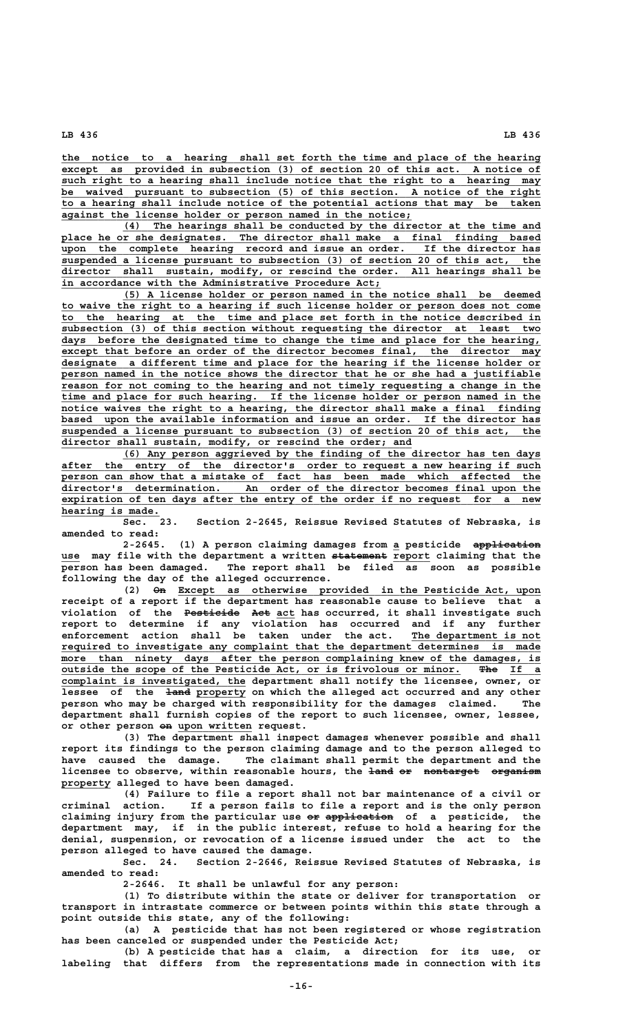the notice to a hearing shall set forth the time and place of the hearing except as provided in subsection (3) of section 20 of this act. A notice of such right to a hearing shall include notice that the right to a hearing may be waived pursuant to subsection (5) of this section. A notice of the right to a hearing shall include notice of the potential actions that may be taken against the license holder or person named in the notice;

(4) The hearings shall be conducted by the director at the time and place he or she designates. The director shall make a final finding based upon the complete hearing record and issue an order. If the director has suspended a license pursuant to subsection (3) of section 20 of this act, the director shall sustain, modify, or rescind the order. All hearings shall be in accordance with the Administrative Procedure Act;

(5) A license holder or person named in the notice shall be deemed to waive the right to a hearing if such license holder or person does not come to the hearing at the time and place set forth in the notice described in subsection (3) of this section without requesting the director at least two days before the designated time to change the time and place for the hearing, except that before an order of the director becomes final, the director may designate a different time and place for the hearing if the license holder or person named in the notice shows the director that he or she had a justifiable reason for not coming to the hearing and not timely requesting a change in the time and place for such hearing. If the license holder or person named in the notice waives the right to a hearing, the director shall make a final finding based upon the available information and issue an order. If the director has suspended a license pursuant to subsection (3) of section 20 of this act, the director shall sustain, modify, or rescind the order; and

(6) Any person aggrieved by the finding of the director has ten days after the entry of the director's order to request a new hearing if such person can show that a mistake of fact has been made which affected the director's determination. An order of the director becomes final upon the expiration of ten days after the entry of the order if no request for a new hearing is made.

Sec. 23. Section 2-2645, Reissue Revised Statutes of Nebraska, is amended to read:

2-2645. (1) A person claiming damages from a pesticide ~~application~~ use may file with the department a written ~~statement~~ report claiming that the person has been damaged. The report shall be filed as soon as possible following the day of the alleged occurrence.

(2) ~~On~~ Except as otherwise provided in the Pesticide Act, upon receipt of a report if the department has reasonable cause to believe that a violation of the ~~Pesticide Act~~ act has occurred, it shall investigate such report to determine if any violation has occurred and if any further enforcement action shall be taken under the act. The department is not required to investigate any complaint that the department determines is made more than ninety days after the person complaining knew of the damages, is outside the scope of the Pesticide Act, or is frivolous or minor. ~~The~~ If a complaint is investigated, the department shall notify the licensee, owner, or lessee of the ~~land~~ property on which the alleged act occurred and any other person who may be charged with responsibility for the damages claimed. The department shall furnish copies of the report to such licensee, owner, lessee, or other person ~~on~~ upon written request.

(3) The department shall inspect damages whenever possible and shall report its findings to the person claiming damage and to the person alleged to have caused the damage. The claimant shall permit the department and the licensee to observe, within reasonable hours, the ~~land or nontarget organism~~ property alleged to have been damaged.

(4) Failure to file a report shall not bar maintenance of a civil or criminal action. If a person fails to file a report and is the only person claiming injury from the particular use ~~or application~~ of a pesticide, the department may, if in the public interest, refuse to hold a hearing for the denial, suspension, or revocation of a license issued under the act to the person alleged to have caused the damage.

Sec. 24. Section 2-2646, Reissue Revised Statutes of Nebraska, is amended to read:

2-2646. It shall be unlawful for any person:

(1) To distribute within the state or deliver for transportation or transport in intrastate commerce or between points within this state through a point outside this state, any of the following:

(a) A pesticide that has not been registered or whose registration has been canceled or suspended under the Pesticide Act;

(b) A pesticide that has a claim, a direction for its use, or labeling that differs from the representations made in connection with its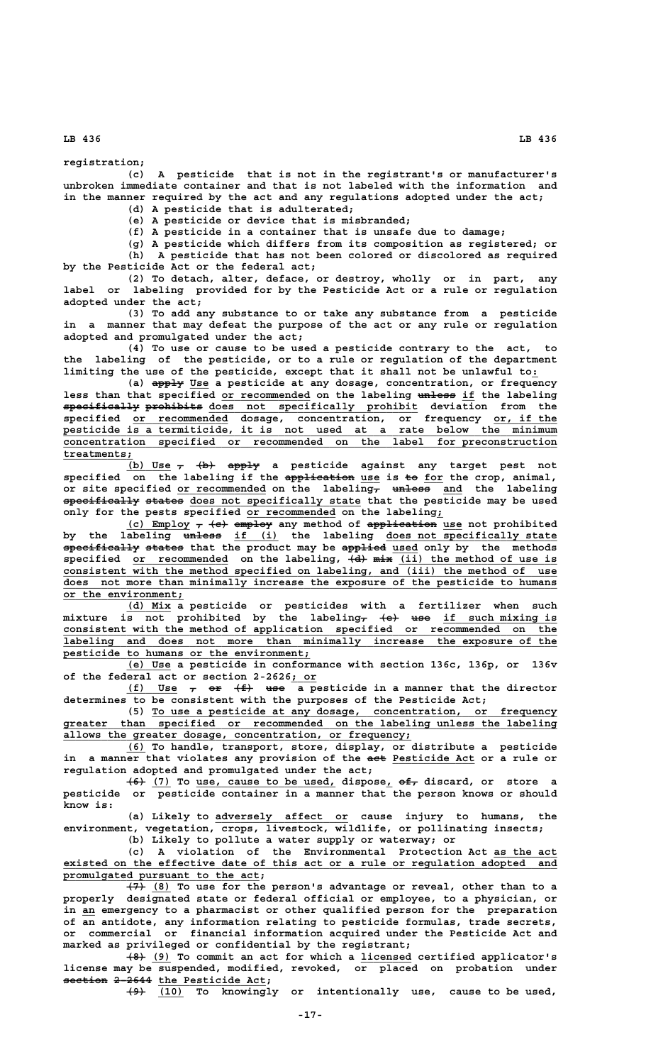registration;

(c) A pesticide that is not in the registrant's or manufacturer's unbroken immediate container and that is not labeled with the information and in the manner required by the act and any regulations adopted under the act;

(d) A pesticide that is adulterated;

(e) A pesticide or device that is misbranded;

(f) A pesticide in a container that is unsafe due to damage;

(g) A pesticide which differs from its composition as registered; or

(h) A pesticide that has not been colored or discolored as required by the Pesticide Act or the federal act;

(2) To detach, alter, deface, or destroy, wholly or in part, any label or labeling provided for by the Pesticide Act or a rule or regulation adopted under the act;

(3) To add any substance to or take any substance from a pesticide in a manner that may defeat the purpose of the act or any rule or regulation adopted and promulgated under the act;

(4) To use or cause to be used a pesticide contrary to the act, to the labeling of the pesticide, or to a rule or regulation of the department limiting the use of the pesticide, except that it shall not be unlawful to:

(a) ~~apply~~ Use a pesticide at any dosage, concentration, or frequency less than that specified or recommended on the labeling ~~unless~~ if the labeling ~~specifically prohibits~~ does not specifically prohibit deviation from the specified or recommended dosage, concentration, or frequency or, if the pesticide is a termiticide, it is not used at a rate below the minimum concentration specified or recommended on the label for preconstruction treatments;

(b) Use ~~, (b) apply~~ a pesticide against any target pest not specified on the labeling if the ~~application~~ use is ~~to~~ for the crop, animal, or site specified or recommended on the labeling~~,~~ ~~unless~~ and the labeling ~~specifically states~~ does not specifically state that the pesticide may be used only for the pests specified or recommended on the labeling;

(c) Employ ~~, (c) employ~~ any method of ~~application~~ use not prohibited by the labeling ~~unless~~ if (i) the labeling does not specifically state ~~specifically states~~ that the product may be ~~applied~~ used only by the methods specified or recommended on the labeling, ~~(d) mix~~ (ii) the method of use is consistent with the method specified on labeling, and (iii) the method of use does not more than minimally increase the exposure of the pesticide to humans or the environment;

(d) Mix a pesticide or pesticides with a fertilizer when such mixture is not prohibited by the labeling~~,~~ ~~(e) use~~ if such mixing is consistent with the method of application specified or recommended on the labeling and does not more than minimally increase the exposure of the pesticide to humans or the environment;

(e) Use a pesticide in conformance with section 136c, 136p, or 136v of the federal act or section 2-2626; or

(f) Use ~~, or (f) use~~ a pesticide in a manner that the director determines to be consistent with the purposes of the Pesticide Act;

(5) To use a pesticide at any dosage, concentration, or frequency greater than specified or recommended on the labeling unless the labeling allows the greater dosage, concentration, or frequency;

(6) To handle, transport, store, display, or distribute a pesticide in a manner that violates any provision of the ~~act~~ Pesticide Act or a rule or regulation adopted and promulgated under the act;

~~(6)~~ (7) To use, cause to be used, dispose, ~~of,~~ discard, or store a pesticide or pesticide container in a manner that the person knows or should know is:

(a) Likely to adversely affect or cause injury to humans, the environment, vegetation, crops, livestock, wildlife, or pollinating insects;

(b) Likely to pollute a water supply or waterway; or

(c) A violation of the Environmental Protection Act as the act existed on the effective date of this act or a rule or regulation adopted and promulgated pursuant to the act;

~~(7)~~ (8) To use for the person's advantage or reveal, other than to a properly designated state or federal official or employee, to a physician, or in an emergency to a pharmacist or other qualified person for the preparation of an antidote, any information relating to pesticide formulas, trade secrets, or commercial or financial information acquired under the Pesticide Act and marked as privileged or confidential by the registrant;

~~(8)~~ (9) To commit an act for which a licensed certified applicator's license may be suspended, modified, revoked, or placed on probation under ~~section 2-2644~~ the Pesticide Act;

~~(9)~~ (10) To knowingly or intentionally use, cause to be used,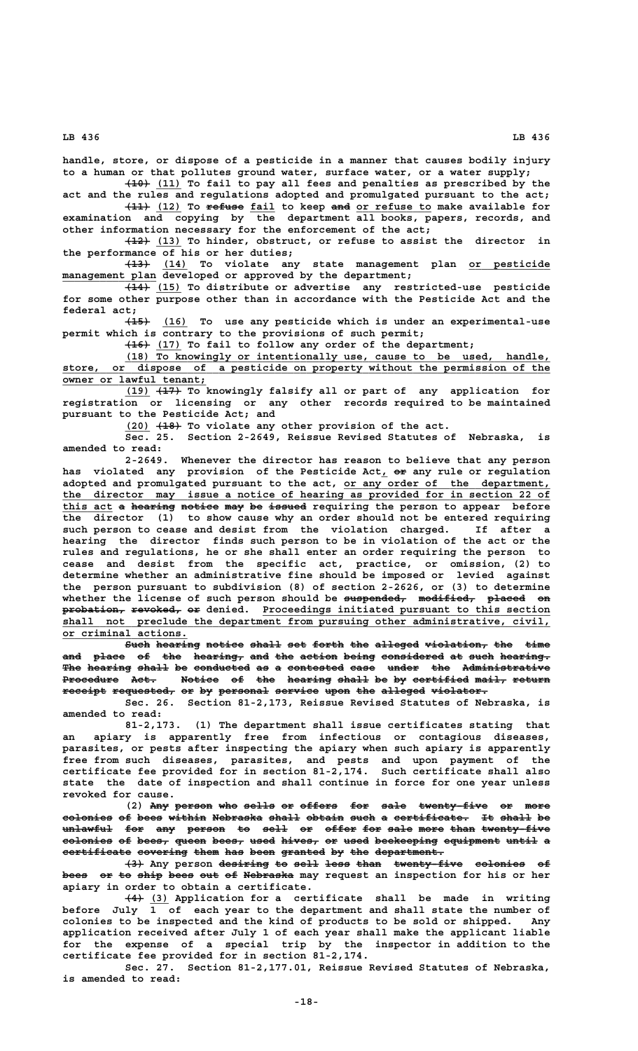handle, store, or dispose of a pesticide in a manner that causes bodily injury to a human or that pollutes ground water, surface water, or a water supply;

~~(10)~~ (11) To fail to pay all fees and penalties as prescribed by the act and the rules and regulations adopted and promulgated pursuant to the act;

~~(11)~~ (12) To ~~refuse~~ fail to keep ~~and~~ or refuse to make available for examination and copying by the department all books, papers, records, and other information necessary for the enforcement of the act;

~~(12)~~ (13) To hinder, obstruct, or refuse to assist the director in the performance of his or her duties;

~~(13)~~ (14) To violate any state management plan or pesticide management plan developed or approved by the department;

~~(14)~~ (15) To distribute or advertise any restricted-use pesticide for some other purpose other than in accordance with the Pesticide Act and the federal act;

~~(15)~~ (16) To use any pesticide which is under an experimental-use permit which is contrary to the provisions of such permit;

~~(16)~~ (17) To fail to follow any order of the department;

(18) To knowingly or intentionally use, cause to be used, handle, store, or dispose of a pesticide on property without the permission of the owner or lawful tenant;

(19) ~~(17)~~ To knowingly falsify all or part of any application for registration or licensing or any other records required to be maintained pursuant to the Pesticide Act; and

(20) ~~(18)~~ To violate any other provision of the act.

Sec. 25. Section 2-2649, Reissue Revised Statutes of Nebraska, is amended to read:

2-2649. Whenever the director has reason to believe that any person has violated any provision of the Pesticide Act, ~~or~~ any rule or regulation adopted and promulgated pursuant to the act, or any order of the department, the director may issue a notice of hearing as provided for in section 22 of this act ~~a hearing notice may be issued~~ requiring the person to appear before the director (1) to show cause why an order should not be entered requiring such person to cease and desist from the violation charged. If after a hearing the director finds such person to be in violation of the act or the rules and regulations, he or she shall enter an order requiring the person to cease and desist from the specific act, practice, or omission, (2) to determine whether an administrative fine should be imposed or levied against the person pursuant to subdivision (8) of section 2-2626, or (3) to determine whether the license of such person should be ~~suspended, modified, placed on probation, revoked, or~~ denied. Proceedings initiated pursuant to this section shall not preclude the department from pursuing other administrative, civil, or criminal actions.

~~Such hearing notice shall set forth the alleged violation, the time and place of the hearing, and the action being considered at such hearing. The hearing shall be conducted as a contested case under the Administrative Procedure Act. Notice of the hearing shall be by certified mail, return receipt requested, or by personal service upon the alleged violator.~~

Sec. 26. Section 81-2,173, Reissue Revised Statutes of Nebraska, is amended to read:

81-2,173. (1) The department shall issue certificates stating that an apiary is apparently free from infectious or contagious diseases, parasites, or pests after inspecting the apiary when such apiary is apparently free from such diseases, parasites, and pests and upon payment of the certificate fee provided for in section 81-2,174. Such certificate shall also state the date of inspection and shall continue in force for one year unless revoked for cause.

(2) ~~Any person who sells or offers for sale twenty-five or more colonies of bees within Nebraska shall obtain such a certificate. It shall be unlawful for any person to sell or offer for sale more than twenty-five colonies of bees, queen bees, used hives, or used beekeeping equipment until a certificate covering them has been granted by the department.~~

~~(3)~~ Any person ~~desiring to sell less than twenty-five colonies of bees or to ship bees out of Nebraska~~ may request an inspection for his or her apiary in order to obtain a certificate.

~~(4)~~ (3) Application for a certificate shall be made in writing before July 1 of each year to the department and shall state the number of colonies to be inspected and the kind of products to be sold or shipped. Any application received after July 1 of each year shall make the applicant liable for the expense of a special trip by the inspector in addition to the certificate fee provided for in section 81-2,174.

Sec. 27. Section 81-2,177.01, Reissue Revised Statutes of Nebraska, is amended to read: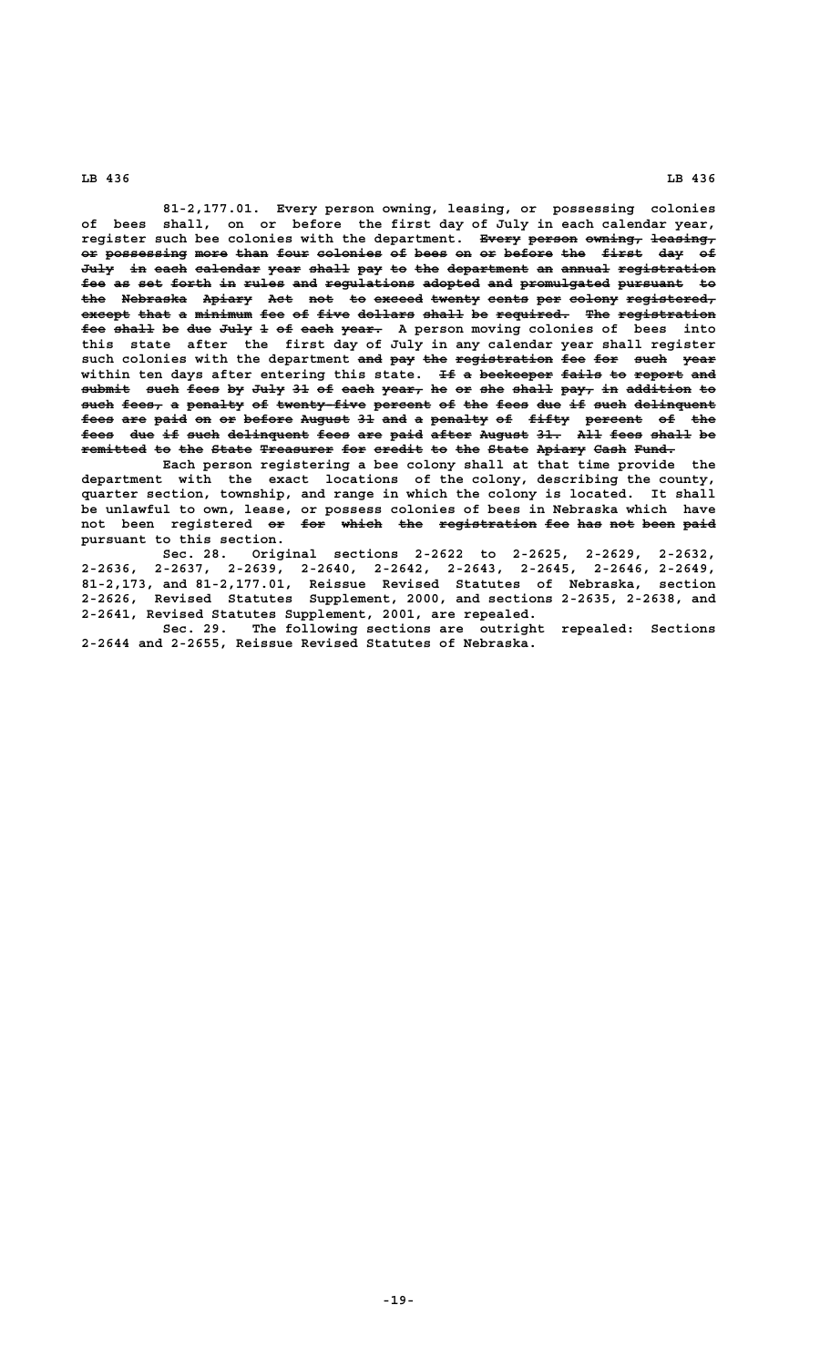81-2,177.01. Every person owning, leasing, or possessing colonies of bees shall, on or before the first day of July in each calendar year, register such bee colonies with the department. ~~Every person owning, leasing, or possessing more than four colonies of bees on or before the first day of July in each calendar year shall pay to the department an annual registration fee as set forth in rules and regulations adopted and promulgated pursuant to the Nebraska Apiary Act not to exceed twenty cents per colony registered, except that a minimum fee of five dollars shall be required. The registration fee shall be due July 1 of each year.~~ A person moving colonies of bees into this state after the first day of July in any calendar year shall register such colonies with the department ~~and pay the registration fee for such year~~ within ten days after entering this state. ~~If a beekeeper fails to report and submit such fees by July 31 of each year, he or she shall pay, in addition to such fees, a penalty of twenty-five percent of the fees due if such delinquent fees are paid on or before August 31 and a penalty of fifty percent of the fees due if such delinquent fees are paid after August 31. All fees shall be remitted to the State Treasurer for credit to the State Apiary Cash Fund.~~

Each person registering a bee colony shall at that time provide the department with the exact locations of the colony, describing the county, quarter section, township, and range in which the colony is located. It shall be unlawful to own, lease, or possess colonies of bees in Nebraska which have not been registered ~~or for which the registration fee has not been paid~~ pursuant to this section.

Sec. 28. Original sections 2-2622 to 2-2625, 2-2629, 2-2632, 2-2636, 2-2637, 2-2639, 2-2640, 2-2642, 2-2643, 2-2645, 2-2646, 2-2649, 81-2,173, and 81-2,177.01, Reissue Revised Statutes of Nebraska, section 2-2626, Revised Statutes Supplement, 2000, and sections 2-2635, 2-2638, and 2-2641, Revised Statutes Supplement, 2001, are repealed.

Sec. 29. The following sections are outright repealed: Sections 2-2644 and 2-2655, Reissue Revised Statutes of Nebraska.